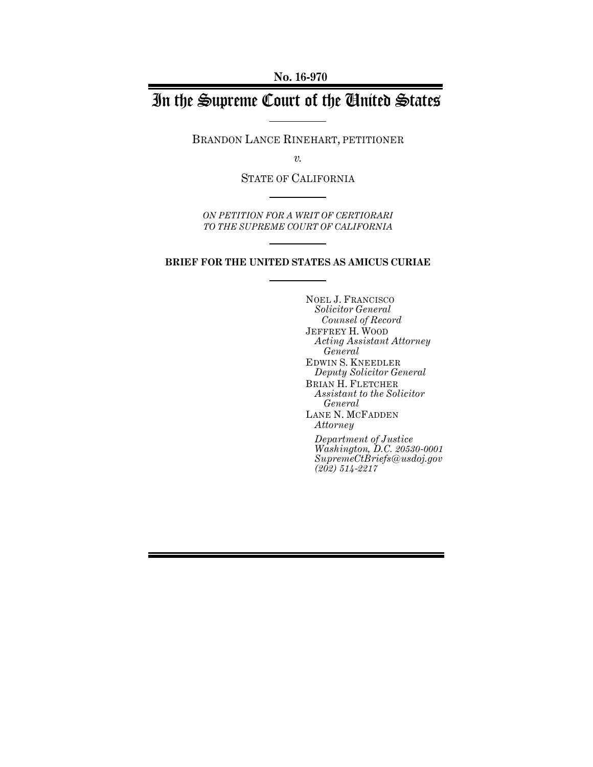No. 16-970

# In the Supreme Court of the United States

BRANDON LANCE RINEHART, PETITIONER

*v.*

STATE OF CALIFORNIA

*ON PETITION FOR A WRIT OF CERTIORARI TO THE SUPREME COURT OF CALIFORNIA*

**BRIEF FOR THE UNITED STATES AS AMICUS CURIAE**

NOEL J. FRANCISCO
*Solicitor General*
*Counsel of Record*
JEFFREY H. WOOD
*Acting Assistant Attorney General*
EDWIN S. KNEEDLER
*Deputy Solicitor General*
BRIAN H. FLETCHER
*Assistant to the Solicitor General*
LANE N. MCFADDEN
*Attorney*

*Department of Justice*
*Washington, D.C. 20530-0001*
*SupremeCtBriefs@usdoj.gov*
*(202) 514-2217*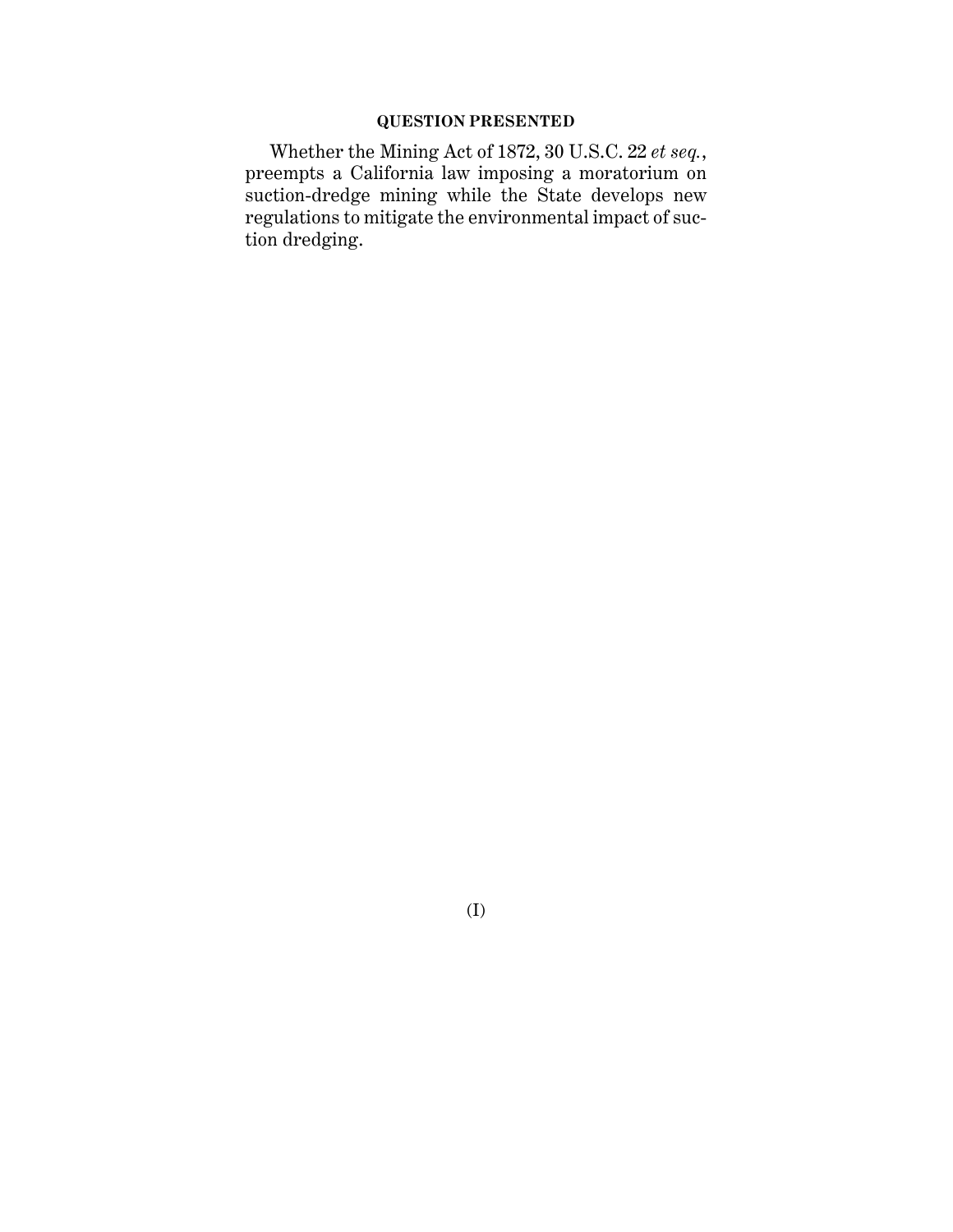## QUESTION PRESENTED

Whether the Mining Act of 1872, 30 U.S.C. 22 *et seq.*, preempts a California law imposing a moratorium on suction-dredge mining while the State develops new regulations to mitigate the environmental impact of suction dredging.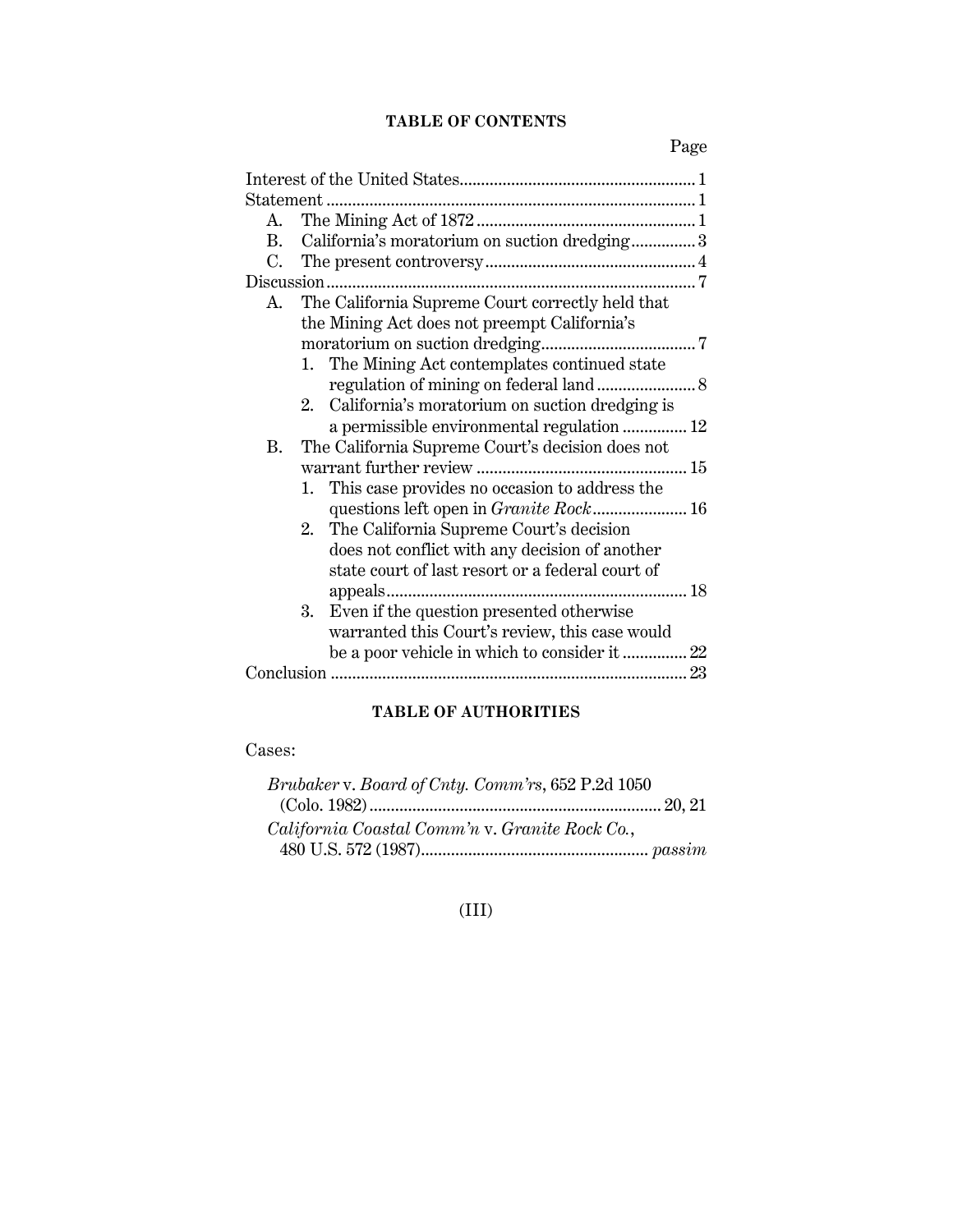## TABLE OF CONTENTS

Page

Interest of the United States ... 1

Statement ... 1

- A. The Mining Act of 1872 ... 1
- B. California's moratorium on suction dredging ... 3
- C. The present controversy ... 4

Discussion ... 7

- A. The California Supreme Court correctly held that the Mining Act does not preempt California's moratorium on suction dredging ... 7
  1. The Mining Act contemplates continued state regulation of mining on federal land ... 8
  2. California's moratorium on suction dredging is a permissible environmental regulation ... 12
- B. The California Supreme Court's decision does not warrant further review ... 15
  1. This case provides no occasion to address the questions left open in *Granite Rock* ... 16
  2. The California Supreme Court's decision does not conflict with any decision of another state court of last resort or a federal court of appeals ... 18
  3. Even if the question presented otherwise warranted this Court's review, this case would be a poor vehicle in which to consider it ... 22

Conclusion ... 23

## TABLE OF AUTHORITIES

Cases:

*Brubaker* v. *Board of Cnty. Comm'rs*, 652 P.2d 1050 (Colo. 1982) ... 20, 21

*California Coastal Comm'n* v. *Granite Rock Co.*, 480 U.S. 572 (1987) ... *passim*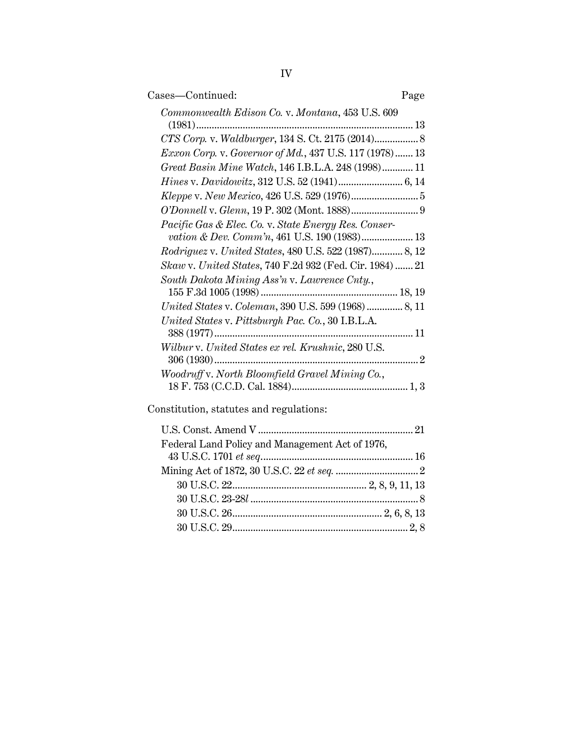Cases—Continued: Page

*Commonwealth Edison Co.* v. *Montana*, 453 U.S. 609 (1981) ... 13

*CTS Corp.* v. *Waldburger*, 134 S. Ct. 2175 (2014) ... 8

*Exxon Corp.* v. *Governor of Md.*, 437 U.S. 117 (1978) ... 13

*Great Basin Mine Watch*, 146 I.B.L.A. 248 (1998) ... 11

*Hines* v. *Davidowitz*, 312 U.S. 52 (1941) ... 6, 14

*Kleppe* v. *New Mexico*, 426 U.S. 529 (1976) ... 5

*O'Donnell* v. *Glenn*, 19 P. 302 (Mont. 1888) ... 9

*Pacific Gas & Elec. Co.* v. *State Energy Res. Conservation & Dev. Comm'n*, 461 U.S. 190 (1983) ... 13

*Rodriguez* v. *United States*, 480 U.S. 522 (1987) ... 8, 12

*Skaw* v. *United States*, 740 F.2d 932 (Fed. Cir. 1984) ... 21

*South Dakota Mining Ass'n* v. *Lawrence Cnty.*, 155 F.3d 1005 (1998) ... 18, 19

*United States* v. *Coleman*, 390 U.S. 599 (1968) ... 8, 11

*United States* v. *Pittsburgh Pac. Co.*, 30 I.B.L.A. 388 (1977) ... 11

*Wilbur* v. *United States ex rel. Krushnic*, 280 U.S. 306 (1930) ... 2

*Woodruff* v. *North Bloomfield Gravel Mining Co.*, 18 F. 753 (C.C.D. Cal. 1884) ... 1, 3

Constitution, statutes and regulations:

U.S. Const. Amend V ... 21

Federal Land Policy and Management Act of 1976, 43 U.S.C. 1701 *et seq* ... 16

Mining Act of 1872, 30 U.S.C. 22 *et seq.* ... 2

- 30 U.S.C. 22 ... 2, 8, 9, 11, 13
- 30 U.S.C. 23-28*l* ... 8
- 30 U.S.C. 26 ... 2, 6, 8, 13
- 30 U.S.C. 29 ... 2, 8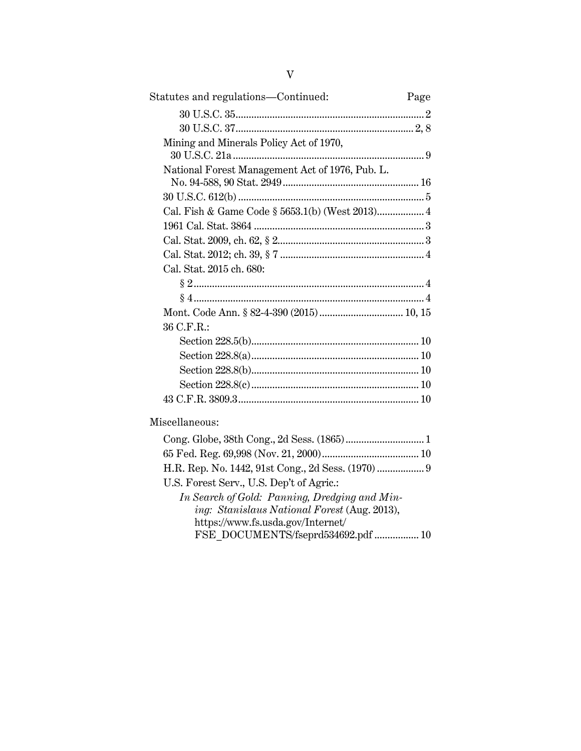Statutes and regulations—Continued: Page

30 U.S.C. 35 ........ 2

30 U.S.C. 37 ........ 2, 8

Mining and Minerals Policy Act of 1970, 30 U.S.C. 21a ........ 9

National Forest Management Act of 1976, Pub. L. No. 94-588, 90 Stat. 2949 ........ 16

30 U.S.C. 612(b) ........ 5

Cal. Fish & Game Code § 5653.1(b) (West 2013) ........ 4

1961 Cal. Stat. 3864 ........ 3

Cal. Stat. 2009, ch. 62, § 2 ........ 3

Cal. Stat. 2012; ch. 39, § 7 ........ 4

Cal. Stat. 2015 ch. 680:

- § 2 ........ 4
- § 4 ........ 4

Mont. Code Ann. § 82-4-390 (2015) ........ 10, 15

36 C.F.R.:

- Section 228.5(b) ........ 10
- Section 228.8(a) ........ 10
- Section 228.8(b) ........ 10
- Section 228.8(c) ........ 10

43 C.F.R. 3809.3 ........ 10

Miscellaneous:

Cong. Globe, 38th Cong., 2d Sess. (1865) ........ 1

65 Fed. Reg. 69,998 (Nov. 21, 2000) ........ 10

H.R. Rep. No. 1442, 91st Cong., 2d Sess. (1970) ........ 9

U.S. Forest Serv., U.S. Dep't of Agric.:

*In Search of Gold: Panning, Dredging and Mining: Stanislaus National Forest* (Aug. 2013), https://www.fs.usda.gov/Internet/FSE_DOCUMENTS/fseprd534692.pdf ........ 10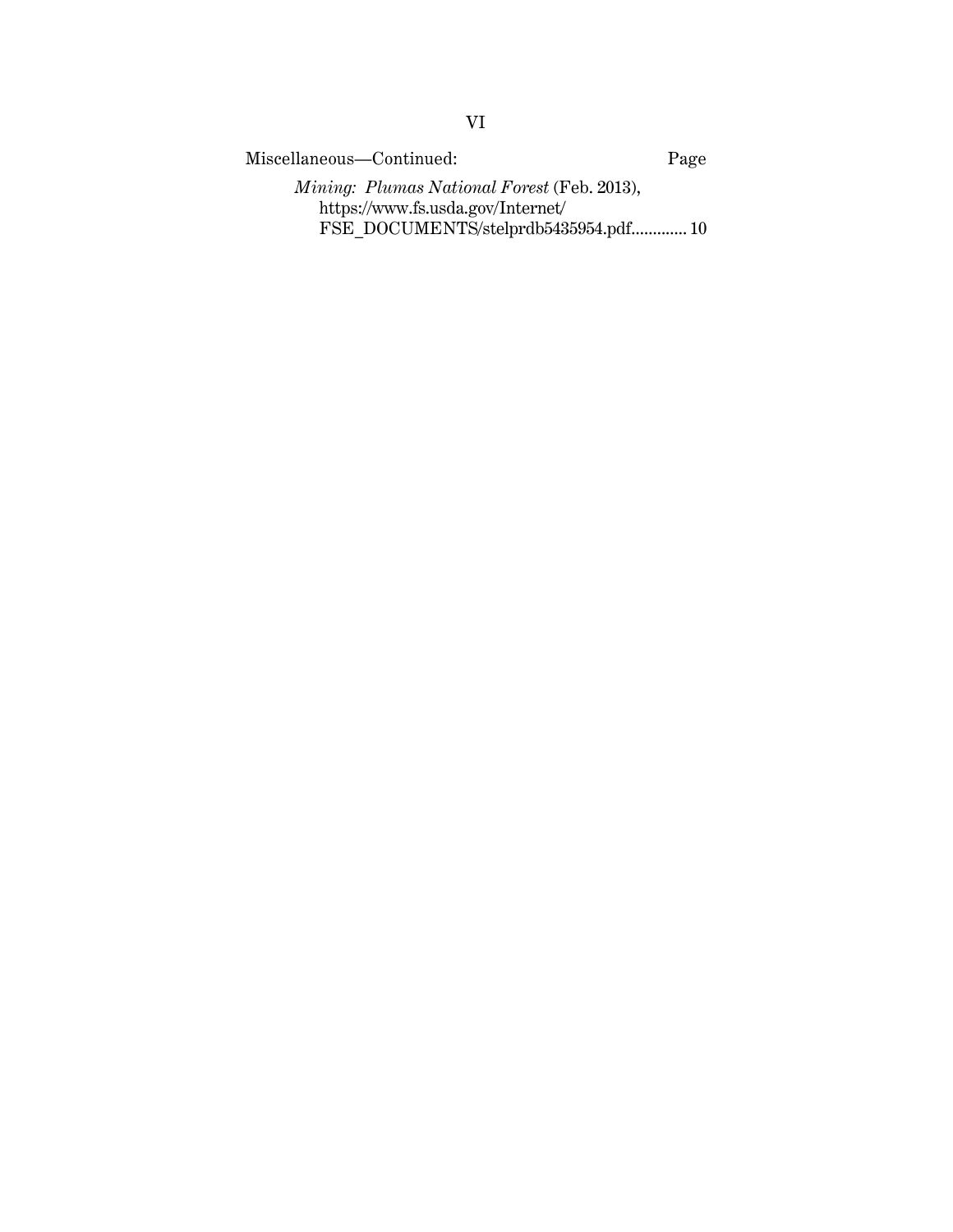Miscellaneous—Continued: Page

*Mining: Plumas National Forest* (Feb. 2013), https://www.fs.usda.gov/Internet/FSE_DOCUMENTS/stelprdb5435954.pdf............. 10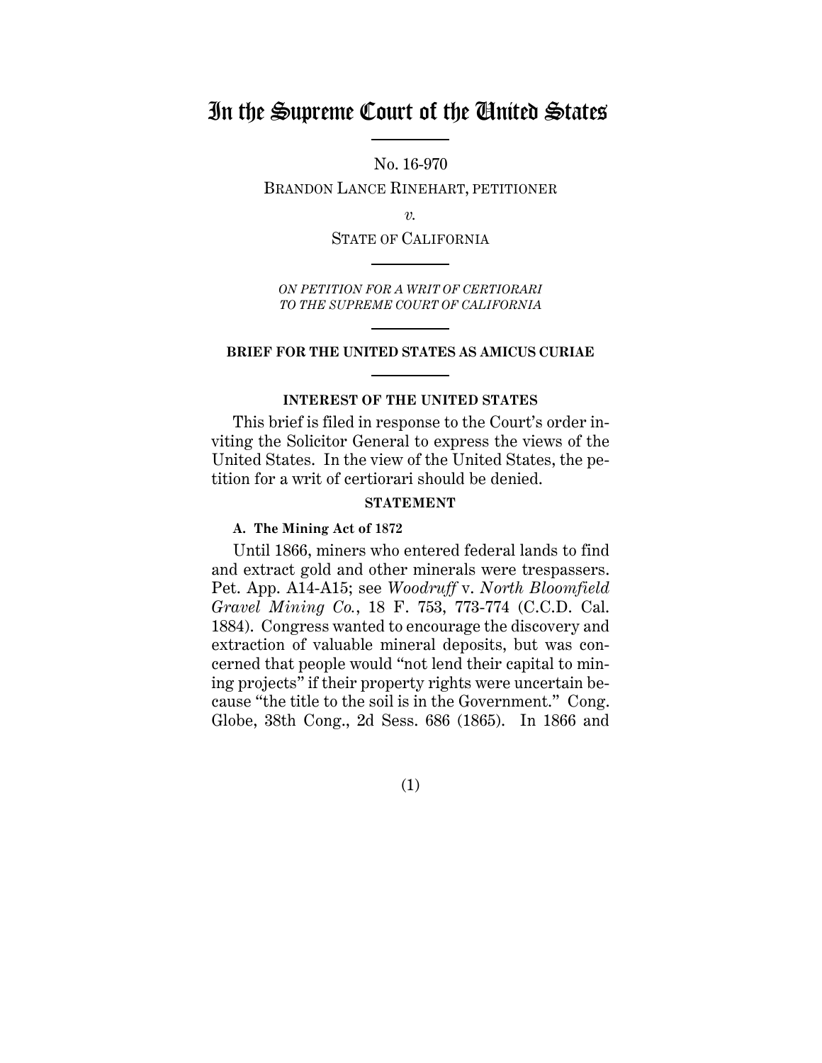# In the Supreme Court of the United States

No. 16-970

BRANDON LANCE RINEHART, PETITIONER

*v.*

STATE OF CALIFORNIA

*ON PETITION FOR A WRIT OF CERTIORARI TO THE SUPREME COURT OF CALIFORNIA*

**BRIEF FOR THE UNITED STATES AS AMICUS CURIAE**

## INTEREST OF THE UNITED STATES

This brief is filed in response to the Court's order inviting the Solicitor General to express the views of the United States. In the view of the United States, the petition for a writ of certiorari should be denied.

## STATEMENT

### A. The Mining Act of 1872

Until 1866, miners who entered federal lands to find and extract gold and other minerals were trespassers. Pet. App. A14-A15; see *Woodruff* v. *North Bloomfield Gravel Mining Co.*, 18 F. 753, 773-774 (C.C.D. Cal. 1884). Congress wanted to encourage the discovery and extraction of valuable mineral deposits, but was concerned that people would "not lend their capital to mining projects" if their property rights were uncertain because "the title to the soil is in the Government." Cong. Globe, 38th Cong., 2d Sess. 686 (1865). In 1866 and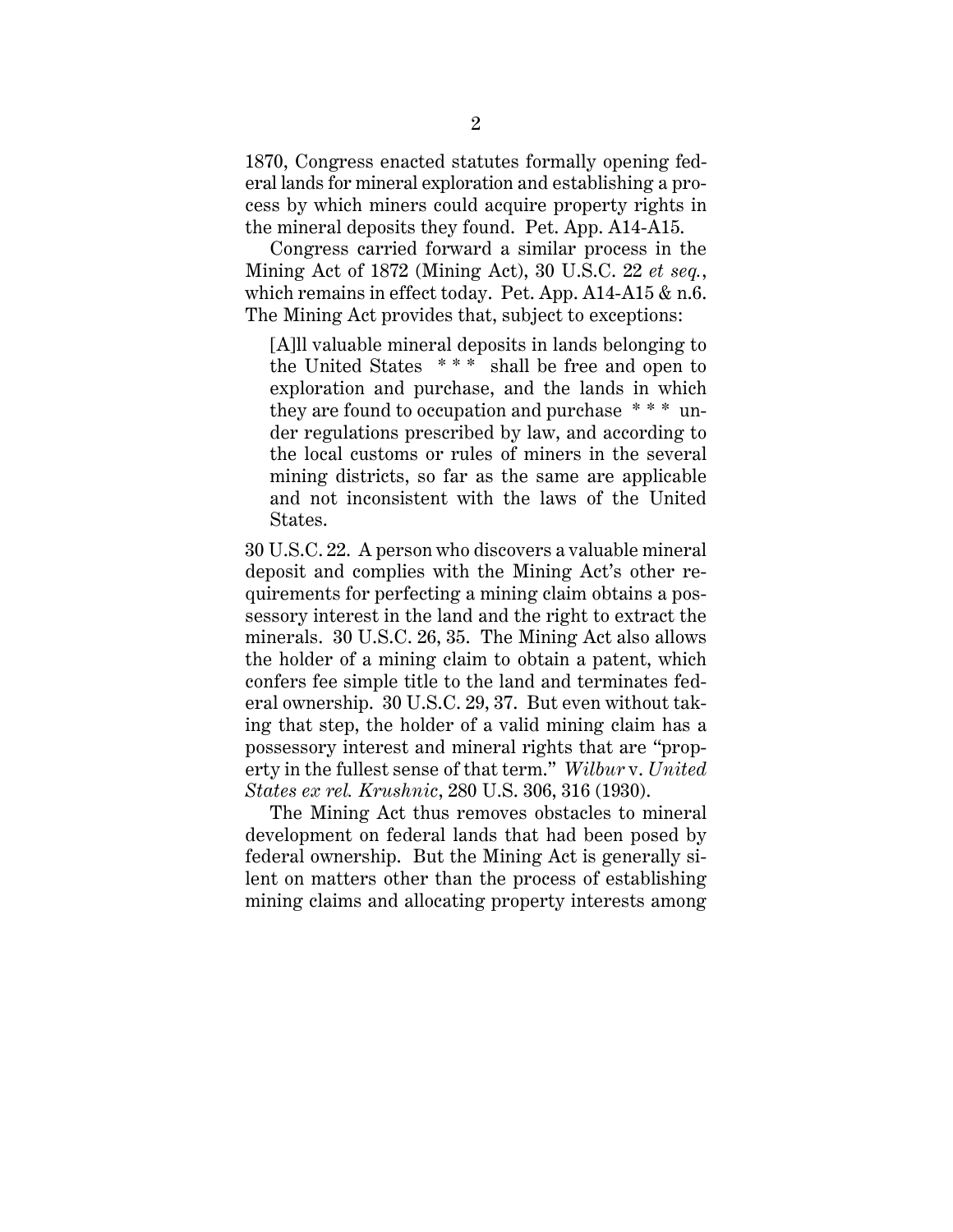1870, Congress enacted statutes formally opening federal lands for mineral exploration and establishing a process by which miners could acquire property rights in the mineral deposits they found. Pet. App. A14-A15.

Congress carried forward a similar process in the Mining Act of 1872 (Mining Act), 30 U.S.C. 22 *et seq.*, which remains in effect today. Pet. App. A14-A15 & n.6. The Mining Act provides that, subject to exceptions:

> [A]ll valuable mineral deposits in lands belonging to the United States * * * shall be free and open to exploration and purchase, and the lands in which they are found to occupation and purchase * * * under regulations prescribed by law, and according to the local customs or rules of miners in the several mining districts, so far as the same are applicable and not inconsistent with the laws of the United States.

30 U.S.C. 22. A person who discovers a valuable mineral deposit and complies with the Mining Act's other requirements for perfecting a mining claim obtains a possessory interest in the land and the right to extract the minerals. 30 U.S.C. 26, 35. The Mining Act also allows the holder of a mining claim to obtain a patent, which confers fee simple title to the land and terminates federal ownership. 30 U.S.C. 29, 37. But even without taking that step, the holder of a valid mining claim has a possessory interest and mineral rights that are "property in the fullest sense of that term." *Wilbur* v. *United States ex rel. Krushnic*, 280 U.S. 306, 316 (1930).

The Mining Act thus removes obstacles to mineral development on federal lands that had been posed by federal ownership. But the Mining Act is generally silent on matters other than the process of establishing mining claims and allocating property interests among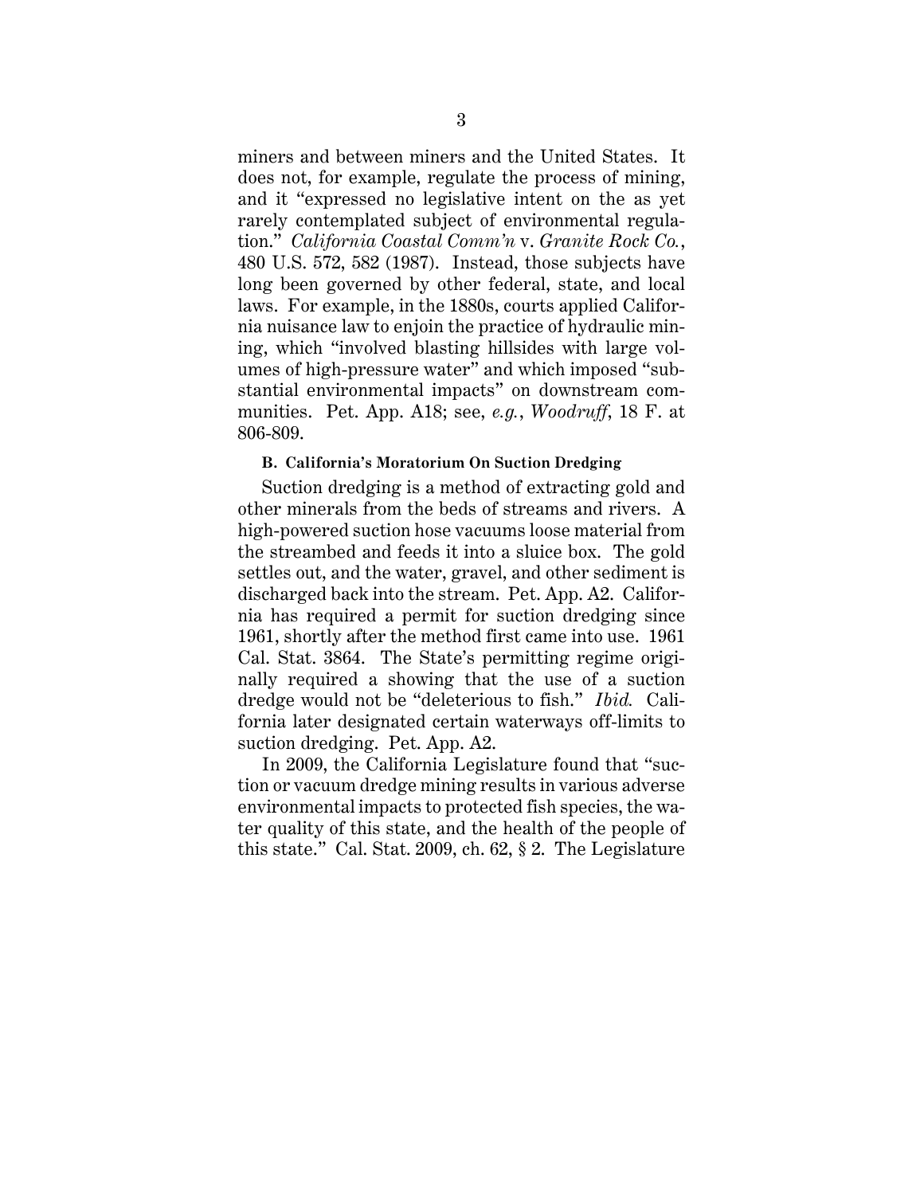miners and between miners and the United States. It does not, for example, regulate the process of mining, and it "expressed no legislative intent on the as yet rarely contemplated subject of environmental regulation." *California Coastal Comm'n* v. *Granite Rock Co.*, 480 U.S. 572, 582 (1987). Instead, those subjects have long been governed by other federal, state, and local laws. For example, in the 1880s, courts applied California nuisance law to enjoin the practice of hydraulic mining, which "involved blasting hillsides with large volumes of high-pressure water" and which imposed "substantial environmental impacts" on downstream communities. Pet. App. A18; see, *e.g.*, *Woodruff*, 18 F. at 806-809.

### B. California's Moratorium On Suction Dredging

Suction dredging is a method of extracting gold and other minerals from the beds of streams and rivers. A high-powered suction hose vacuums loose material from the streambed and feeds it into a sluice box. The gold settles out, and the water, gravel, and other sediment is discharged back into the stream. Pet. App. A2. California has required a permit for suction dredging since 1961, shortly after the method first came into use. 1961 Cal. Stat. 3864. The State's permitting regime originally required a showing that the use of a suction dredge would not be "deleterious to fish." *Ibid.* California later designated certain waterways off-limits to suction dredging. Pet. App. A2.

In 2009, the California Legislature found that "suction or vacuum dredge mining results in various adverse environmental impacts to protected fish species, the water quality of this state, and the health of the people of this state." Cal. Stat. 2009, ch. 62, § 2. The Legislature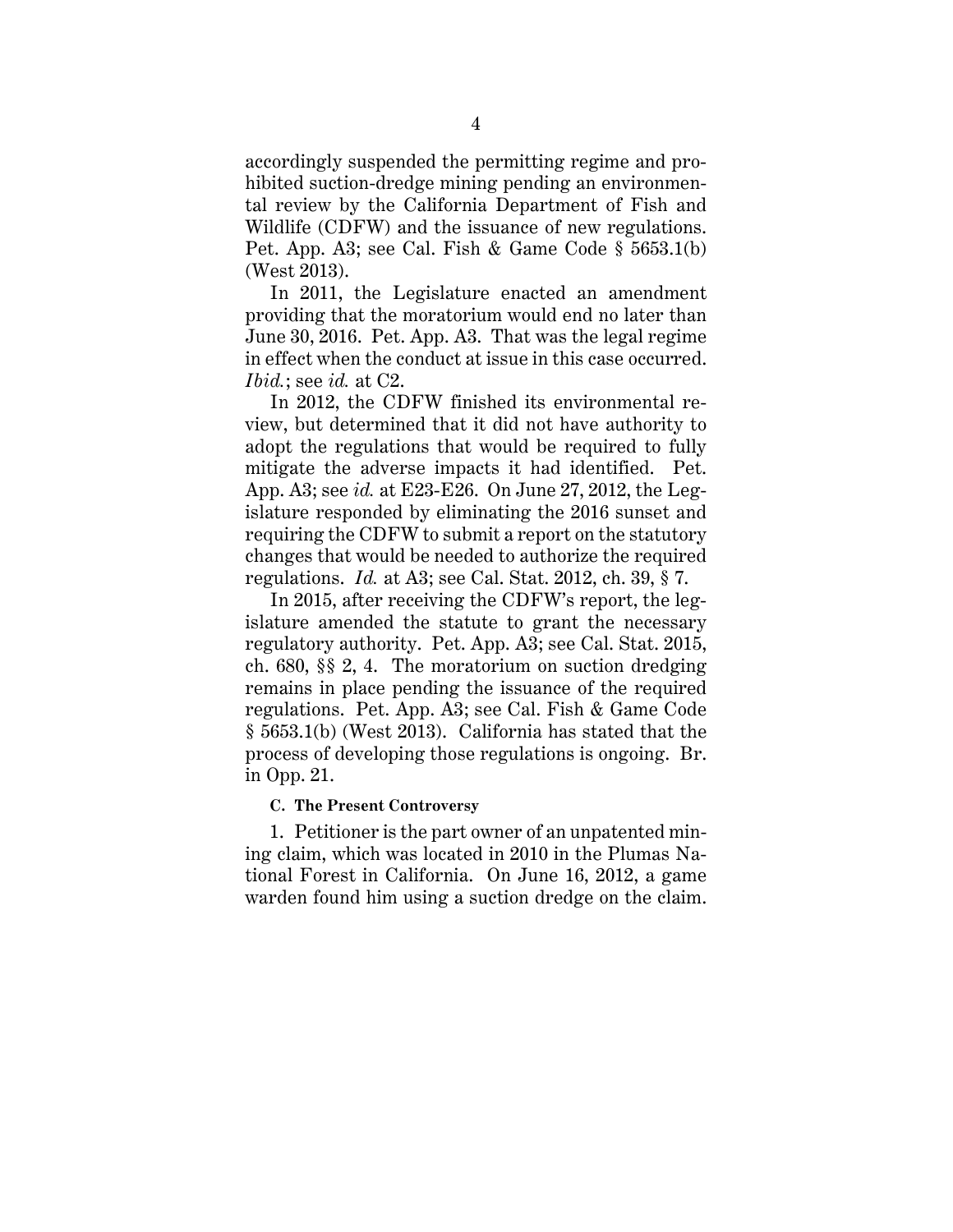accordingly suspended the permitting regime and prohibited suction-dredge mining pending an environmental review by the California Department of Fish and Wildlife (CDFW) and the issuance of new regulations. Pet. App. A3; see Cal. Fish & Game Code § 5653.1(b) (West 2013).

In 2011, the Legislature enacted an amendment providing that the moratorium would end no later than June 30, 2016. Pet. App. A3. That was the legal regime in effect when the conduct at issue in this case occurred. *Ibid.*; see *id.* at C2.

In 2012, the CDFW finished its environmental review, but determined that it did not have authority to adopt the regulations that would be required to fully mitigate the adverse impacts it had identified. Pet. App. A3; see *id.* at E23-E26. On June 27, 2012, the Legislature responded by eliminating the 2016 sunset and requiring the CDFW to submit a report on the statutory changes that would be needed to authorize the required regulations. *Id.* at A3; see Cal. Stat. 2012, ch. 39, § 7.

In 2015, after receiving the CDFW's report, the legislature amended the statute to grant the necessary regulatory authority. Pet. App. A3; see Cal. Stat. 2015, ch. 680, §§ 2, 4. The moratorium on suction dredging remains in place pending the issuance of the required regulations. Pet. App. A3; see Cal. Fish & Game Code § 5653.1(b) (West 2013). California has stated that the process of developing those regulations is ongoing. Br. in Opp. 21.

#### C. The Present Controversy

1. Petitioner is the part owner of an unpatented mining claim, which was located in 2010 in the Plumas National Forest in California. On June 16, 2012, a game warden found him using a suction dredge on the claim.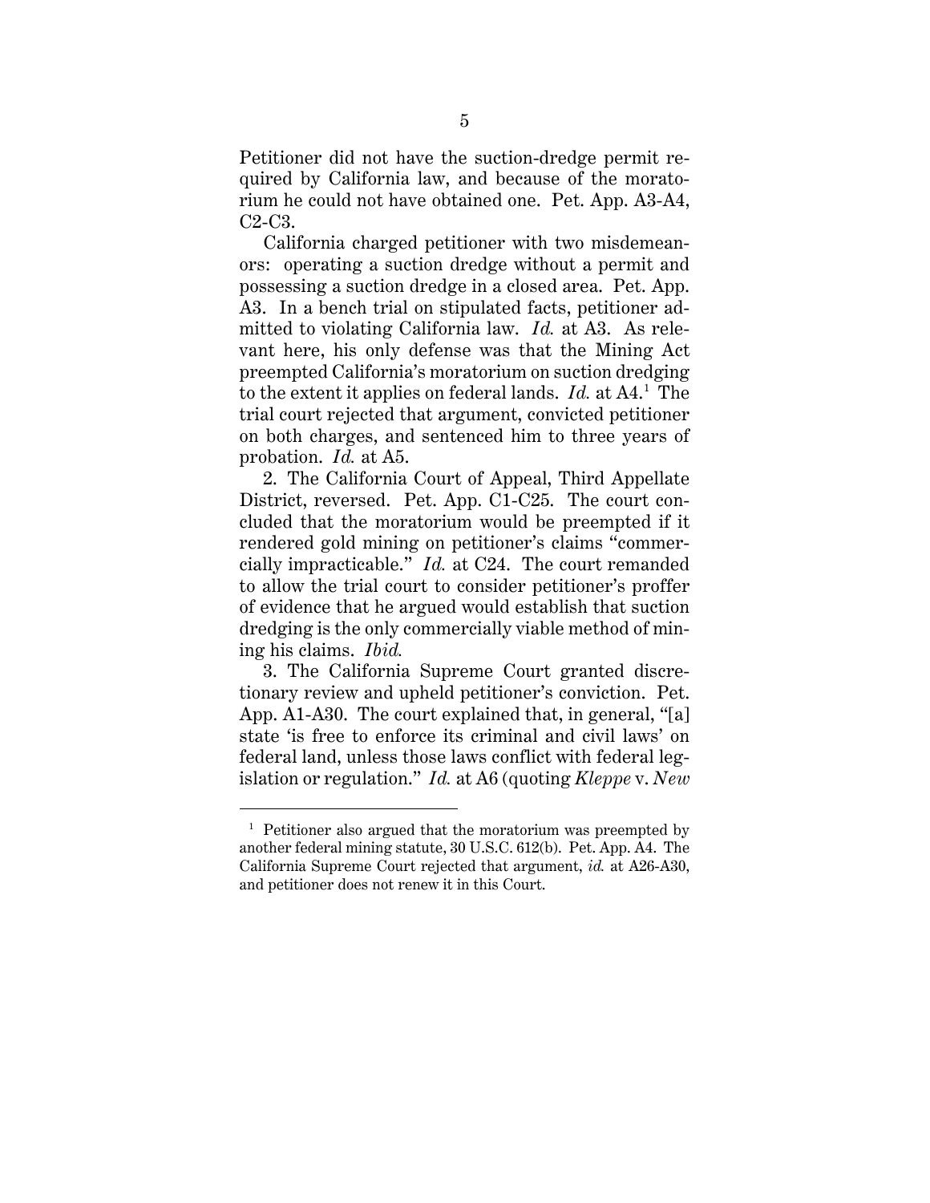Petitioner did not have the suction-dredge permit required by California law, and because of the moratorium he could not have obtained one. Pet. App. A3-A4, C2-C3.

California charged petitioner with two misdemeanors: operating a suction dredge without a permit and possessing a suction dredge in a closed area. Pet. App. A3. In a bench trial on stipulated facts, petitioner admitted to violating California law. *Id.* at A3. As relevant here, his only defense was that the Mining Act preempted California's moratorium on suction dredging to the extent it applies on federal lands. *Id.* at A4.[1] The trial court rejected that argument, convicted petitioner on both charges, and sentenced him to three years of probation. *Id.* at A5.

2. The California Court of Appeal, Third Appellate District, reversed. Pet. App. C1-C25. The court concluded that the moratorium would be preempted if it rendered gold mining on petitioner's claims "commercially impracticable." *Id.* at C24. The court remanded to allow the trial court to consider petitioner's proffer of evidence that he argued would establish that suction dredging is the only commercially viable method of mining his claims. *Ibid.*

3. The California Supreme Court granted discretionary review and upheld petitioner's conviction. Pet. App. A1-A30. The court explained that, in general, "[a] state 'is free to enforce its criminal and civil laws' on federal land, unless those laws conflict with federal legislation or regulation." *Id.* at A6 (quoting *Kleppe* v. *New*

---

[1] Petitioner also argued that the moratorium was preempted by another federal mining statute, 30 U.S.C. 612(b). Pet. App. A4. The California Supreme Court rejected that argument, *id.* at A26-A30, and petitioner does not renew it in this Court.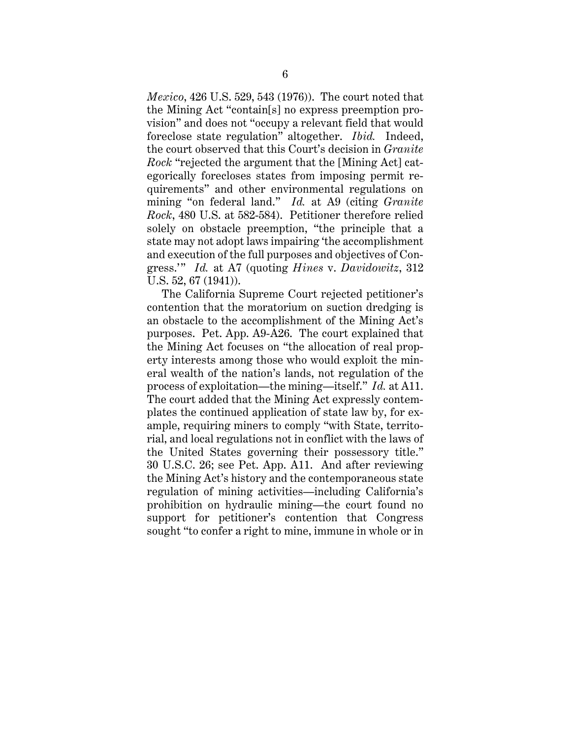*Mexico*, 426 U.S. 529, 543 (1976)). The court noted that the Mining Act "contain[s] no express preemption provision" and does not "occupy a relevant field that would foreclose state regulation" altogether. *Ibid.* Indeed, the court observed that this Court's decision in *Granite Rock* "rejected the argument that the [Mining Act] categorically forecloses states from imposing permit requirements" and other environmental regulations on mining "on federal land." *Id.* at A9 (citing *Granite Rock*, 480 U.S. at 582-584). Petitioner therefore relied solely on obstacle preemption, "the principle that a state may not adopt laws impairing 'the accomplishment and execution of the full purposes and objectives of Congress.'" *Id.* at A7 (quoting *Hines* v. *Davidowitz*, 312 U.S. 52, 67 (1941)).

The California Supreme Court rejected petitioner's contention that the moratorium on suction dredging is an obstacle to the accomplishment of the Mining Act's purposes. Pet. App. A9-A26. The court explained that the Mining Act focuses on "the allocation of real property interests among those who would exploit the mineral wealth of the nation's lands, not regulation of the process of exploitation—the mining—itself." *Id.* at A11. The court added that the Mining Act expressly contemplates the continued application of state law by, for example, requiring miners to comply "with State, territorial, and local regulations not in conflict with the laws of the United States governing their possessory title." 30 U.S.C. 26; see Pet. App. A11. And after reviewing the Mining Act's history and the contemporaneous state regulation of mining activities—including California's prohibition on hydraulic mining—the court found no support for petitioner's contention that Congress sought "to confer a right to mine, immune in whole or in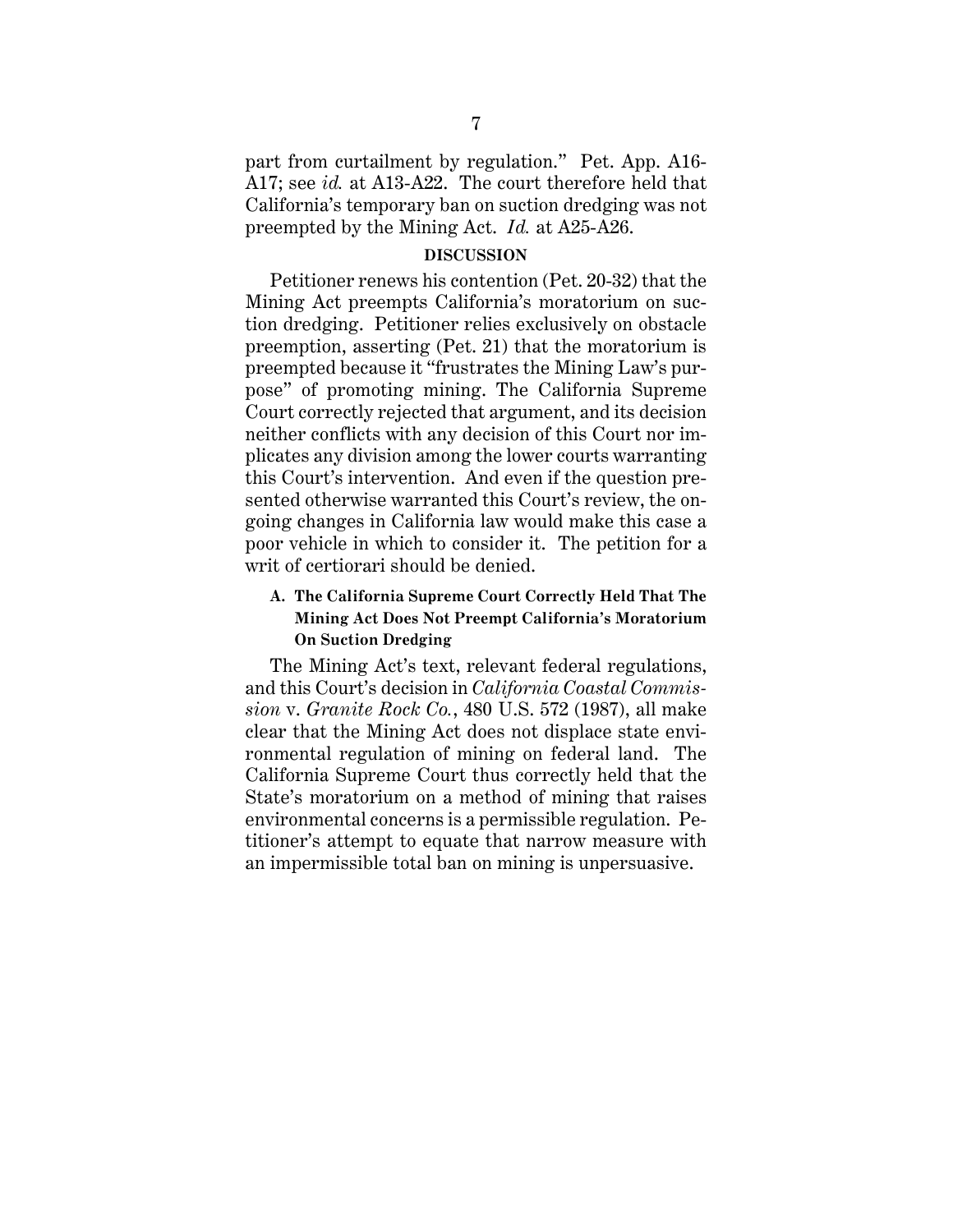part from curtailment by regulation." Pet. App. A16-A17; see *id.* at A13-A22. The court therefore held that California's temporary ban on suction dredging was not preempted by the Mining Act. *Id.* at A25-A26.

## DISCUSSION

Petitioner renews his contention (Pet. 20-32) that the Mining Act preempts California's moratorium on suction dredging. Petitioner relies exclusively on obstacle preemption, asserting (Pet. 21) that the moratorium is preempted because it "frustrates the Mining Law's purpose" of promoting mining. The California Supreme Court correctly rejected that argument, and its decision neither conflicts with any decision of this Court nor implicates any division among the lower courts warranting this Court's intervention. And even if the question presented otherwise warranted this Court's review, the ongoing changes in California law would make this case a poor vehicle in which to consider it. The petition for a writ of certiorari should be denied.

### A. The California Supreme Court Correctly Held That The Mining Act Does Not Preempt California's Moratorium On Suction Dredging

The Mining Act's text, relevant federal regulations, and this Court's decision in *California Coastal Commission* v. *Granite Rock Co.*, 480 U.S. 572 (1987), all make clear that the Mining Act does not displace state environmental regulation of mining on federal land. The California Supreme Court thus correctly held that the State's moratorium on a method of mining that raises environmental concerns is a permissible regulation. Petitioner's attempt to equate that narrow measure with an impermissible total ban on mining is unpersuasive.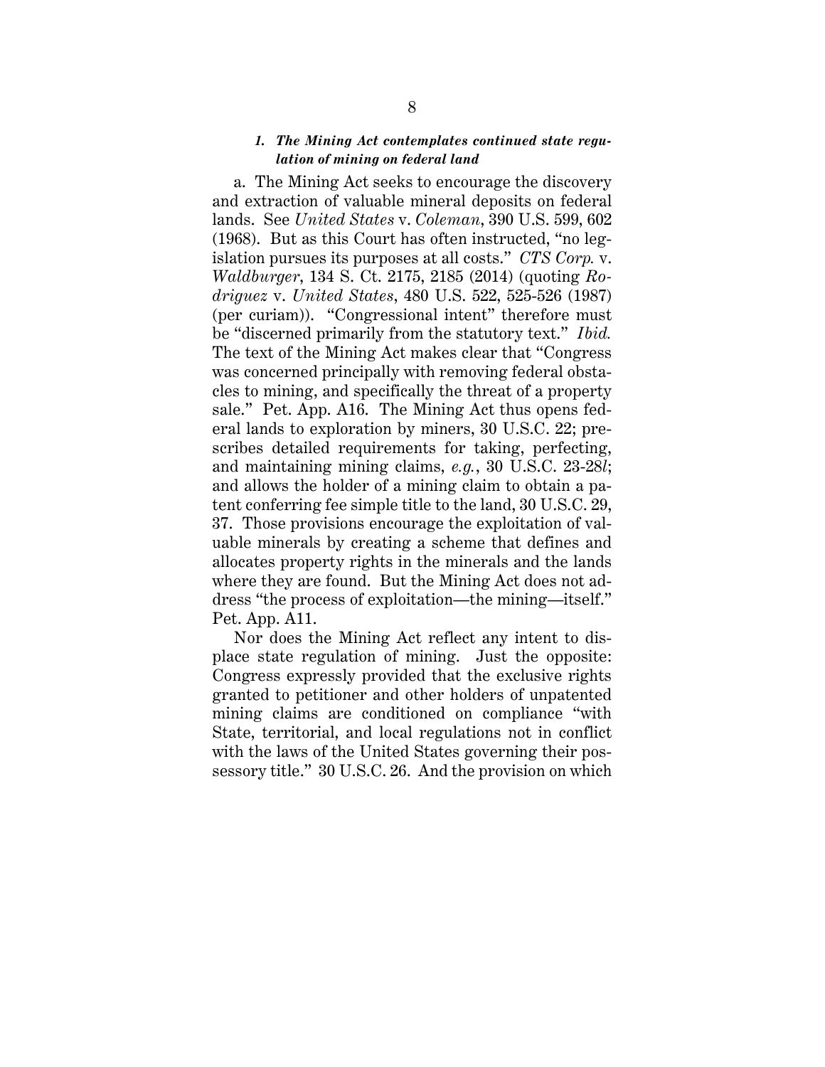### *1. The Mining Act contemplates continued state regulation of mining on federal land*

a. The Mining Act seeks to encourage the discovery and extraction of valuable mineral deposits on federal lands. See *United States* v. *Coleman*, 390 U.S. 599, 602 (1968). But as this Court has often instructed, "no legislation pursues its purposes at all costs." *CTS Corp.* v. *Waldburger*, 134 S. Ct. 2175, 2185 (2014) (quoting *Rodriguez* v. *United States*, 480 U.S. 522, 525-526 (1987) (per curiam)). "Congressional intent" therefore must be "discerned primarily from the statutory text." *Ibid.* The text of the Mining Act makes clear that "Congress was concerned principally with removing federal obstacles to mining, and specifically the threat of a property sale." Pet. App. A16. The Mining Act thus opens federal lands to exploration by miners, 30 U.S.C. 22; prescribes detailed requirements for taking, perfecting, and maintaining mining claims, *e.g.*, 30 U.S.C. 23-28*l*; and allows the holder of a mining claim to obtain a patent conferring fee simple title to the land, 30 U.S.C. 29, 37. Those provisions encourage the exploitation of valuable minerals by creating a scheme that defines and allocates property rights in the minerals and the lands where they are found. But the Mining Act does not address "the process of exploitation—the mining—itself." Pet. App. A11.

Nor does the Mining Act reflect any intent to displace state regulation of mining. Just the opposite: Congress expressly provided that the exclusive rights granted to petitioner and other holders of unpatented mining claims are conditioned on compliance "with State, territorial, and local regulations not in conflict with the laws of the United States governing their possessory title." 30 U.S.C. 26. And the provision on which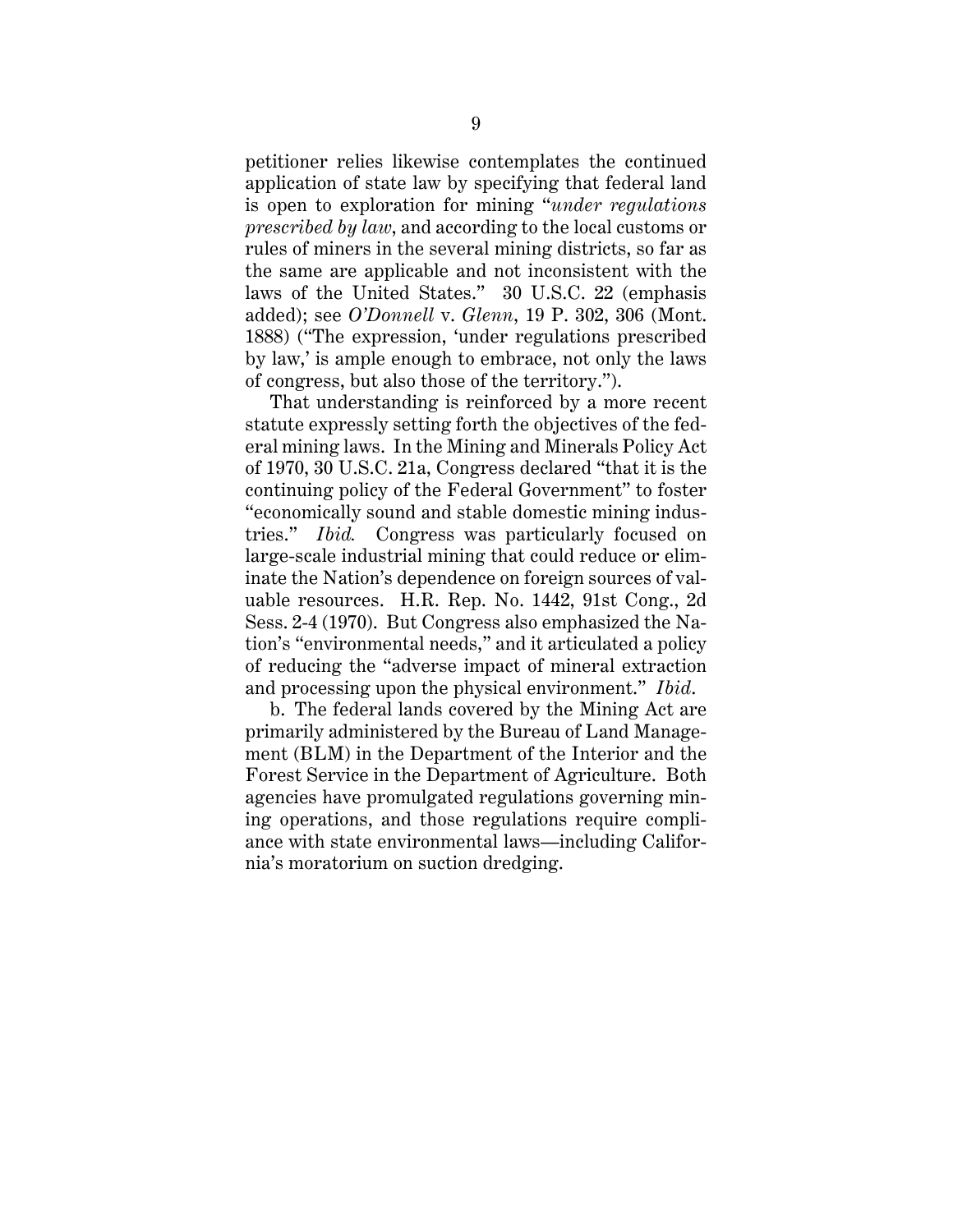petitioner relies likewise contemplates the continued application of state law by specifying that federal land is open to exploration for mining "*under regulations prescribed by law*, and according to the local customs or rules of miners in the several mining districts, so far as the same are applicable and not inconsistent with the laws of the United States." 30 U.S.C. 22 (emphasis added); see *O'Donnell* v. *Glenn*, 19 P. 302, 306 (Mont. 1888) ("The expression, 'under regulations prescribed by law,' is ample enough to embrace, not only the laws of congress, but also those of the territory.").

That understanding is reinforced by a more recent statute expressly setting forth the objectives of the federal mining laws. In the Mining and Minerals Policy Act of 1970, 30 U.S.C. 21a, Congress declared "that it is the continuing policy of the Federal Government" to foster "economically sound and stable domestic mining industries." *Ibid.* Congress was particularly focused on large-scale industrial mining that could reduce or eliminate the Nation's dependence on foreign sources of valuable resources. H.R. Rep. No. 1442, 91st Cong., 2d Sess. 2-4 (1970). But Congress also emphasized the Nation's "environmental needs," and it articulated a policy of reducing the "adverse impact of mineral extraction and processing upon the physical environment." *Ibid.*

b. The federal lands covered by the Mining Act are primarily administered by the Bureau of Land Management (BLM) in the Department of the Interior and the Forest Service in the Department of Agriculture. Both agencies have promulgated regulations governing mining operations, and those regulations require compliance with state environmental laws—including California's moratorium on suction dredging.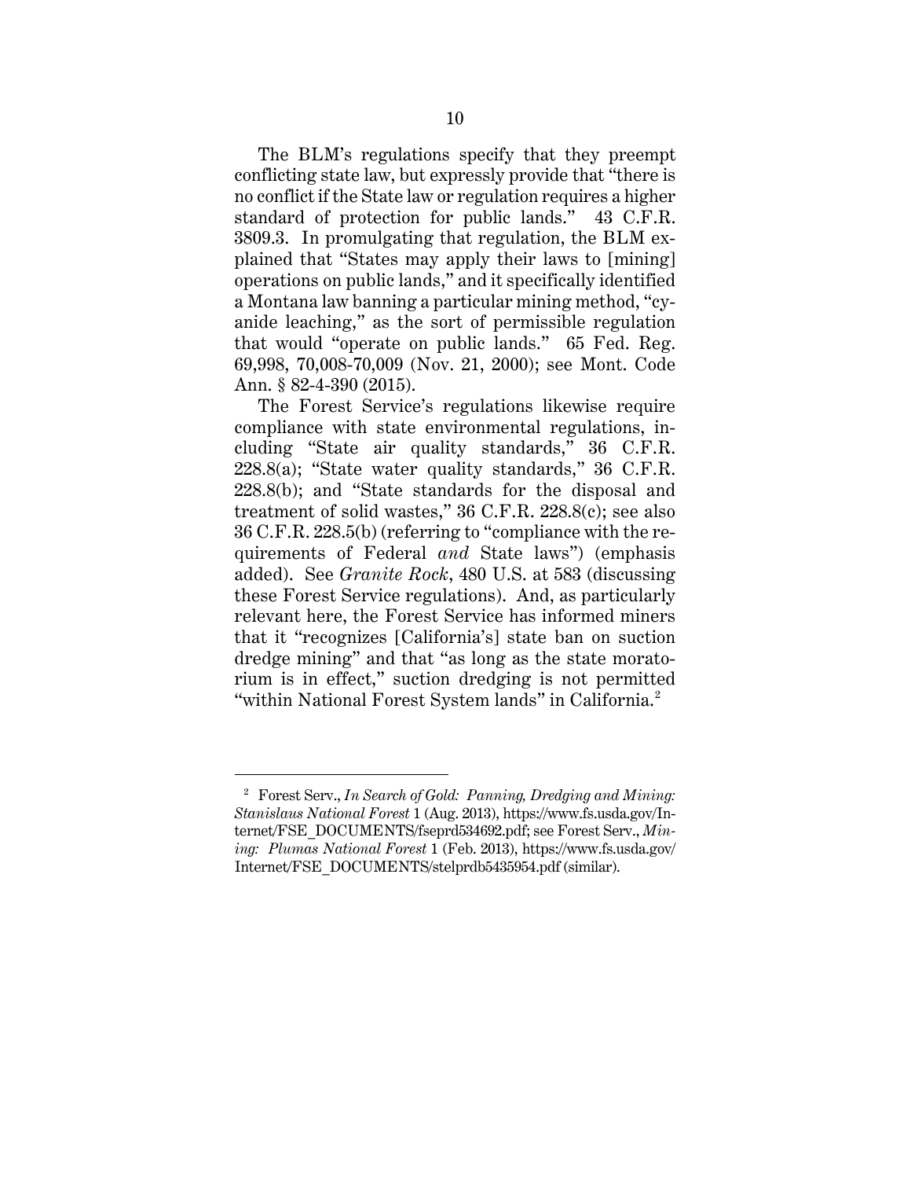The BLM's regulations specify that they preempt conflicting state law, but expressly provide that "there is no conflict if the State law or regulation requires a higher standard of protection for public lands." 43 C.F.R. 3809.3. In promulgating that regulation, the BLM explained that "States may apply their laws to [mining] operations on public lands," and it specifically identified a Montana law banning a particular mining method, "cyanide leaching," as the sort of permissible regulation that would "operate on public lands." 65 Fed. Reg. 69,998, 70,008-70,009 (Nov. 21, 2000); see Mont. Code Ann. § 82-4-390 (2015).

The Forest Service's regulations likewise require compliance with state environmental regulations, including "State air quality standards," 36 C.F.R. 228.8(a); "State water quality standards," 36 C.F.R. 228.8(b); and "State standards for the disposal and treatment of solid wastes," 36 C.F.R. 228.8(c); see also 36 C.F.R. 228.5(b) (referring to "compliance with the requirements of Federal *and* State laws") (emphasis added). See *Granite Rock*, 480 U.S. at 583 (discussing these Forest Service regulations). And, as particularly relevant here, the Forest Service has informed miners that it "recognizes [California's] state ban on suction dredge mining" and that "as long as the state moratorium is in effect," suction dredging is not permitted "within National Forest System lands" in California.[2]

---

[2] Forest Serv., *In Search of Gold: Panning, Dredging and Mining: Stanislaus National Forest* 1 (Aug. 2013), https://www.fs.usda.gov/Internet/FSE_DOCUMENTS/fseprd534692.pdf; see Forest Serv., *Mining: Plumas National Forest* 1 (Feb. 2013), https://www.fs.usda.gov/Internet/FSE_DOCUMENTS/stelprdb5435954.pdf (similar).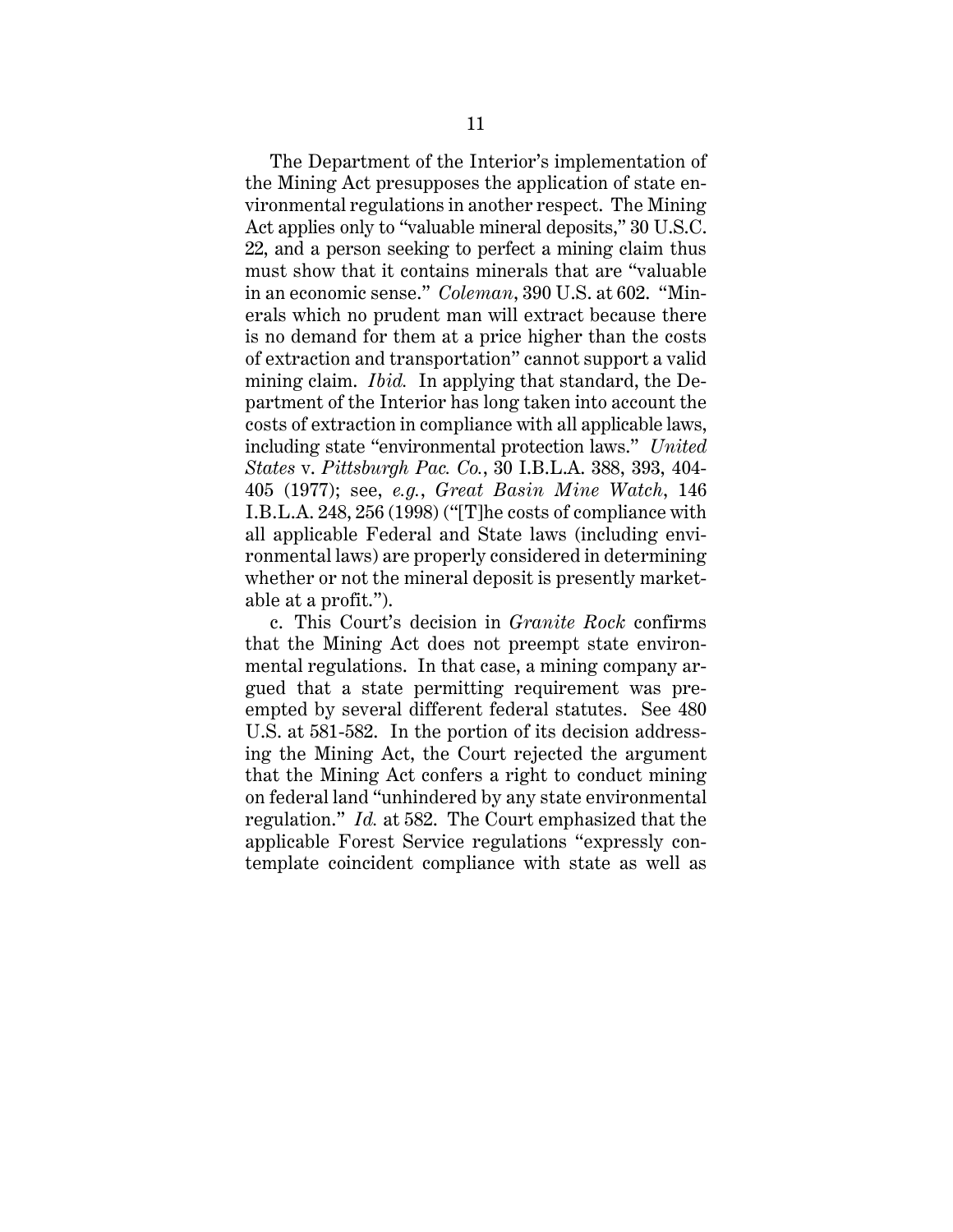The Department of the Interior's implementation of the Mining Act presupposes the application of state environmental regulations in another respect. The Mining Act applies only to "valuable mineral deposits," 30 U.S.C. 22, and a person seeking to perfect a mining claim thus must show that it contains minerals that are "valuable in an economic sense." *Coleman*, 390 U.S. at 602. "Minerals which no prudent man will extract because there is no demand for them at a price higher than the costs of extraction and transportation" cannot support a valid mining claim. *Ibid.* In applying that standard, the Department of the Interior has long taken into account the costs of extraction in compliance with all applicable laws, including state "environmental protection laws." *United States* v. *Pittsburgh Pac. Co.*, 30 I.B.L.A. 388, 393, 404-405 (1977); see, *e.g.*, *Great Basin Mine Watch*, 146 I.B.L.A. 248, 256 (1998) ("[T]he costs of compliance with all applicable Federal and State laws (including environmental laws) are properly considered in determining whether or not the mineral deposit is presently marketable at a profit.").

c. This Court's decision in *Granite Rock* confirms that the Mining Act does not preempt state environmental regulations. In that case, a mining company argued that a state permitting requirement was preempted by several different federal statutes. See 480 U.S. at 581-582. In the portion of its decision addressing the Mining Act, the Court rejected the argument that the Mining Act confers a right to conduct mining on federal land "unhindered by any state environmental regulation." *Id.* at 582. The Court emphasized that the applicable Forest Service regulations "expressly contemplate coincident compliance with state as well as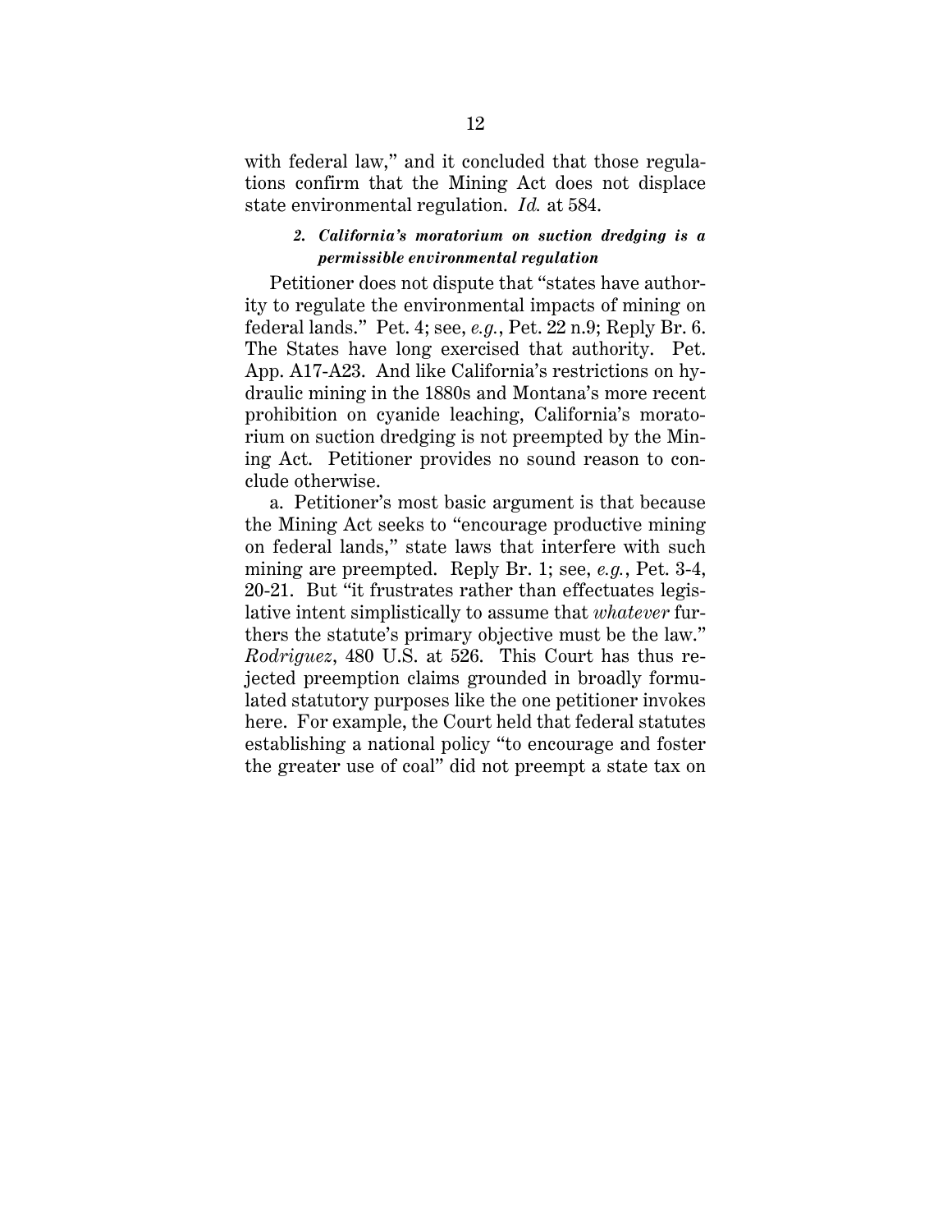with federal law," and it concluded that those regulations confirm that the Mining Act does not displace state environmental regulation. *Id.* at 584.

#### *2. California's moratorium on suction dredging is a permissible environmental regulation*

Petitioner does not dispute that "states have authority to regulate the environmental impacts of mining on federal lands." Pet. 4; see, *e.g.*, Pet. 22 n.9; Reply Br. 6. The States have long exercised that authority. Pet. App. A17-A23. And like California's restrictions on hydraulic mining in the 1880s and Montana's more recent prohibition on cyanide leaching, California's moratorium on suction dredging is not preempted by the Mining Act. Petitioner provides no sound reason to conclude otherwise.

a. Petitioner's most basic argument is that because the Mining Act seeks to "encourage productive mining on federal lands," state laws that interfere with such mining are preempted. Reply Br. 1; see, *e.g.*, Pet. 3-4, 20-21. But "it frustrates rather than effectuates legislative intent simplistically to assume that *whatever* furthers the statute's primary objective must be the law." *Rodriguez*, 480 U.S. at 526. This Court has thus rejected preemption claims grounded in broadly formulated statutory purposes like the one petitioner invokes here. For example, the Court held that federal statutes establishing a national policy "to encourage and foster the greater use of coal" did not preempt a state tax on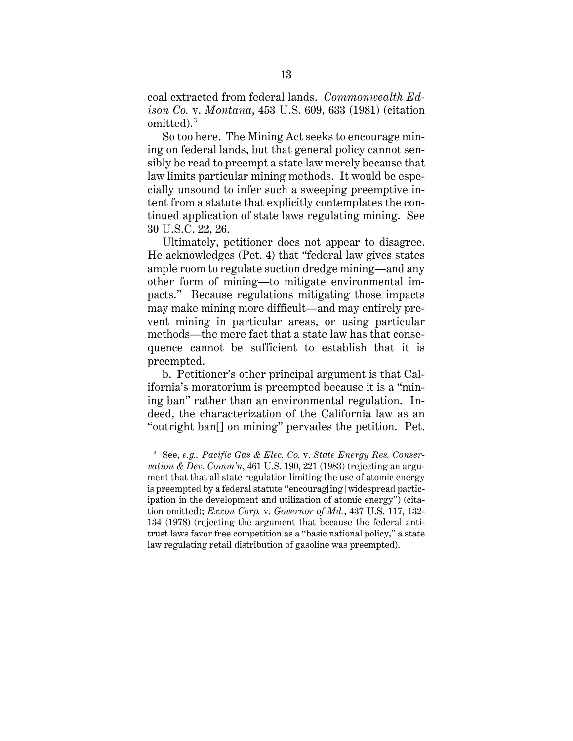coal extracted from federal lands. *Commonwealth Edison Co.* v. *Montana*, 453 U.S. 609, 633 (1981) (citation omitted).[3]

So too here. The Mining Act seeks to encourage mining on federal lands, but that general policy cannot sensibly be read to preempt a state law merely because that law limits particular mining methods. It would be especially unsound to infer such a sweeping preemptive intent from a statute that explicitly contemplates the continued application of state laws regulating mining. See 30 U.S.C. 22, 26.

Ultimately, petitioner does not appear to disagree. He acknowledges (Pet. 4) that "federal law gives states ample room to regulate suction dredge mining—and any other form of mining—to mitigate environmental impacts." Because regulations mitigating those impacts may make mining more difficult—and may entirely prevent mining in particular areas, or using particular methods—the mere fact that a state law has that consequence cannot be sufficient to establish that it is preempted.

b. Petitioner's other principal argument is that California's moratorium is preempted because it is a "mining ban" rather than an environmental regulation. Indeed, the characterization of the California law as an "outright ban[] on mining" pervades the petition. Pet.

---

[3] See, *e.g., Pacific Gas & Elec. Co.* v. *State Energy Res. Conservation & Dev. Comm'n*, 461 U.S. 190, 221 (1983) (rejecting an argument that that all state regulation limiting the use of atomic energy is preempted by a federal statute "encourag[ing] widespread participation in the development and utilization of atomic energy") (citation omitted); *Exxon Corp.* v. *Governor of Md.*, 437 U.S. 117, 132-134 (1978) (rejecting the argument that because the federal antitrust laws favor free competition as a "basic national policy," a state law regulating retail distribution of gasoline was preempted).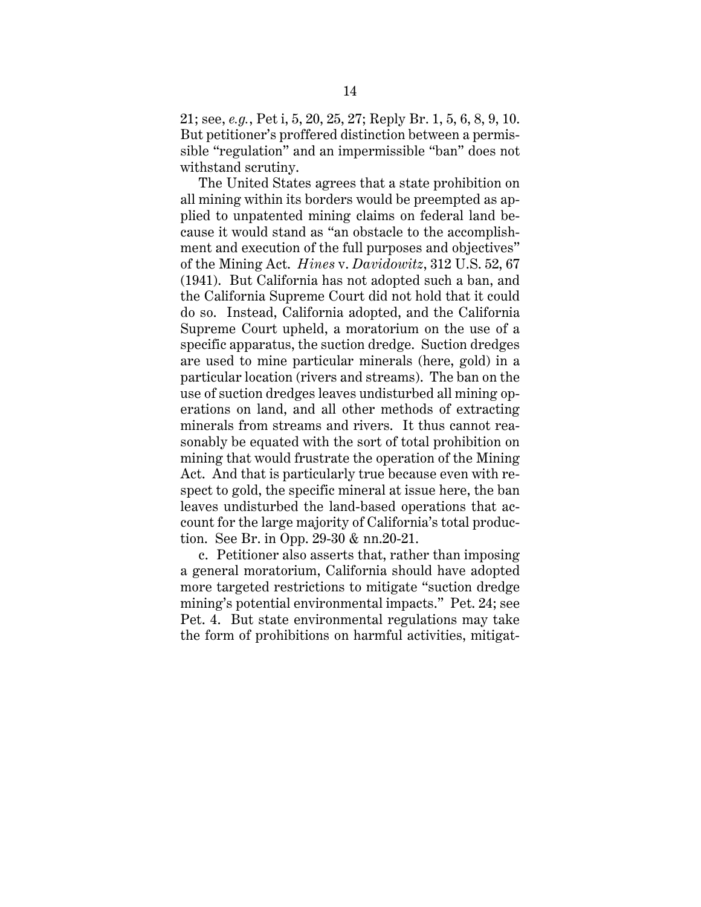21; see, *e.g.*, Pet i, 5, 20, 25, 27; Reply Br. 1, 5, 6, 8, 9, 10. But petitioner's proffered distinction between a permissible "regulation" and an impermissible "ban" does not withstand scrutiny.

The United States agrees that a state prohibition on all mining within its borders would be preempted as applied to unpatented mining claims on federal land because it would stand as "an obstacle to the accomplishment and execution of the full purposes and objectives" of the Mining Act. *Hines* v. *Davidowitz*, 312 U.S. 52, 67 (1941). But California has not adopted such a ban, and the California Supreme Court did not hold that it could do so. Instead, California adopted, and the California Supreme Court upheld, a moratorium on the use of a specific apparatus, the suction dredge. Suction dredges are used to mine particular minerals (here, gold) in a particular location (rivers and streams). The ban on the use of suction dredges leaves undisturbed all mining operations on land, and all other methods of extracting minerals from streams and rivers. It thus cannot reasonably be equated with the sort of total prohibition on mining that would frustrate the operation of the Mining Act. And that is particularly true because even with respect to gold, the specific mineral at issue here, the ban leaves undisturbed the land-based operations that account for the large majority of California's total production. See Br. in Opp. 29-30 & nn.20-21.

c. Petitioner also asserts that, rather than imposing a general moratorium, California should have adopted more targeted restrictions to mitigate "suction dredge mining's potential environmental impacts." Pet. 24; see Pet. 4. But state environmental regulations may take the form of prohibitions on harmful activities, mitigat-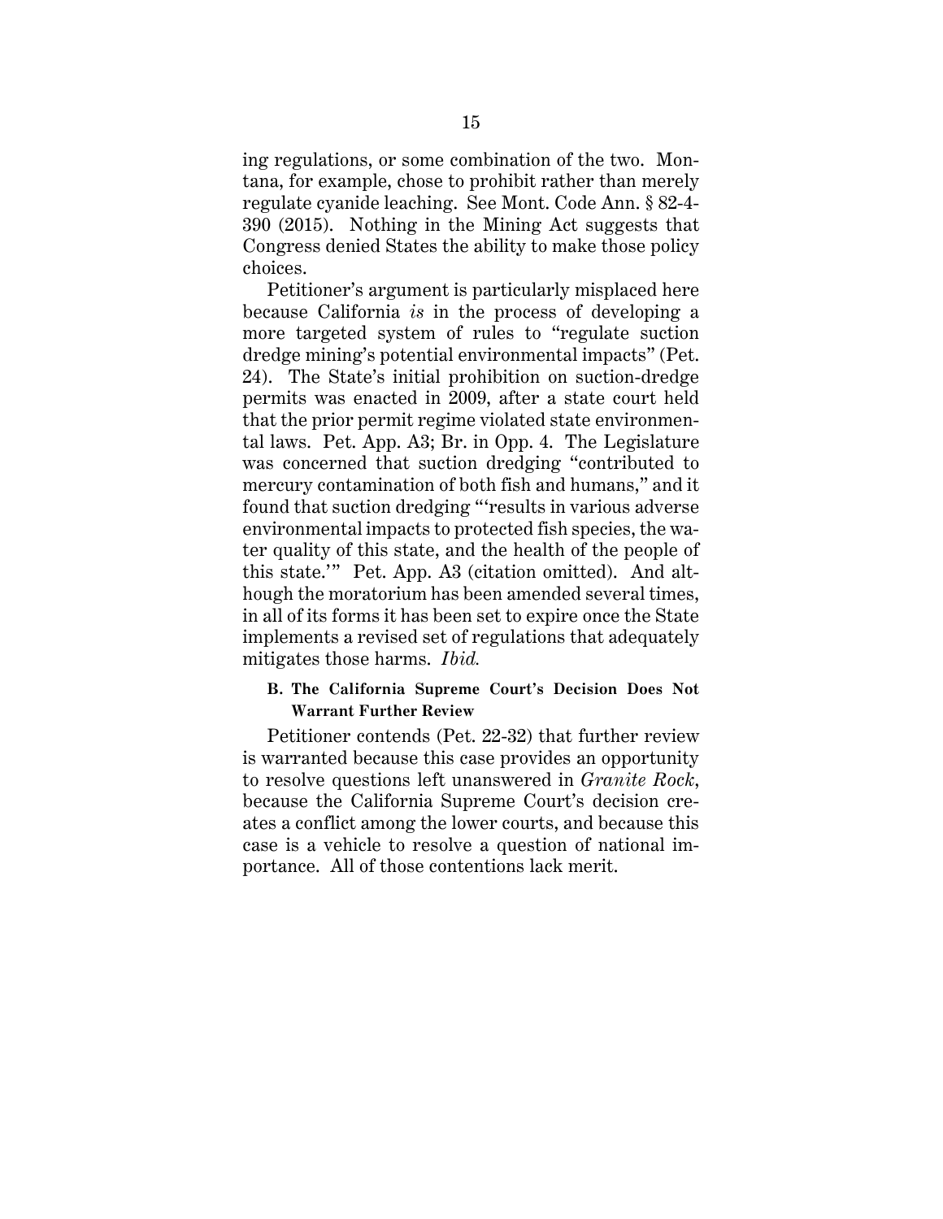ing regulations, or some combination of the two. Montana, for example, chose to prohibit rather than merely regulate cyanide leaching. See Mont. Code Ann. § 82-4-390 (2015). Nothing in the Mining Act suggests that Congress denied States the ability to make those policy choices.

Petitioner's argument is particularly misplaced here because California *is* in the process of developing a more targeted system of rules to "regulate suction dredge mining's potential environmental impacts" (Pet. 24). The State's initial prohibition on suction-dredge permits was enacted in 2009, after a state court held that the prior permit regime violated state environmental laws. Pet. App. A3; Br. in Opp. 4. The Legislature was concerned that suction dredging "contributed to mercury contamination of both fish and humans," and it found that suction dredging "'results in various adverse environmental impacts to protected fish species, the water quality of this state, and the health of the people of this state.'" Pet. App. A3 (citation omitted). And although the moratorium has been amended several times, in all of its forms it has been set to expire once the State implements a revised set of regulations that adequately mitigates those harms. *Ibid.*

### B. The California Supreme Court's Decision Does Not Warrant Further Review

Petitioner contends (Pet. 22-32) that further review is warranted because this case provides an opportunity to resolve questions left unanswered in *Granite Rock*, because the California Supreme Court's decision creates a conflict among the lower courts, and because this case is a vehicle to resolve a question of national importance. All of those contentions lack merit.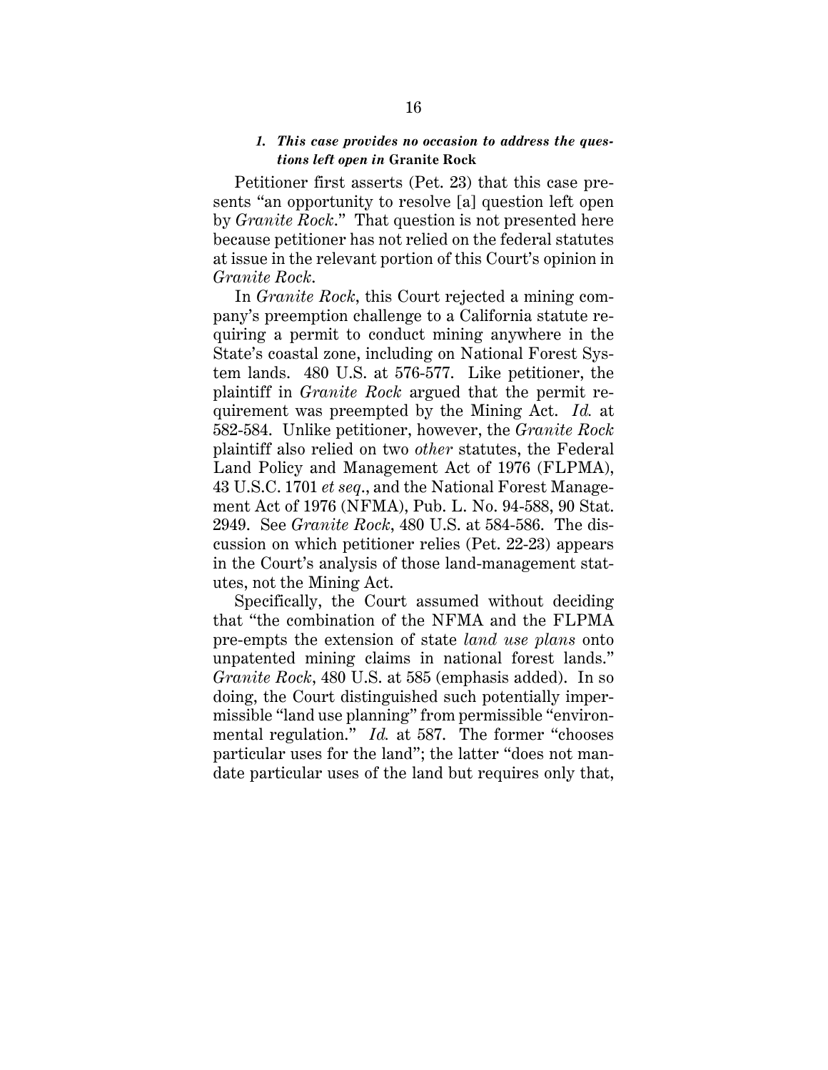#### *1. This case provides no occasion to address the questions left open in* **Granite Rock**

Petitioner first asserts (Pet. 23) that this case presents "an opportunity to resolve [a] question left open by *Granite Rock*." That question is not presented here because petitioner has not relied on the federal statutes at issue in the relevant portion of this Court's opinion in *Granite Rock*.

In *Granite Rock*, this Court rejected a mining company's preemption challenge to a California statute requiring a permit to conduct mining anywhere in the State's coastal zone, including on National Forest System lands. 480 U.S. at 576-577. Like petitioner, the plaintiff in *Granite Rock* argued that the permit requirement was preempted by the Mining Act. *Id.* at 582-584. Unlike petitioner, however, the *Granite Rock* plaintiff also relied on two *other* statutes, the Federal Land Policy and Management Act of 1976 (FLPMA), 43 U.S.C. 1701 *et seq.*, and the National Forest Management Act of 1976 (NFMA), Pub. L. No. 94-588, 90 Stat. 2949. See *Granite Rock*, 480 U.S. at 584-586. The discussion on which petitioner relies (Pet. 22-23) appears in the Court's analysis of those land-management statutes, not the Mining Act.

Specifically, the Court assumed without deciding that "the combination of the NFMA and the FLPMA pre-empts the extension of state *land use plans* onto unpatented mining claims in national forest lands." *Granite Rock*, 480 U.S. at 585 (emphasis added). In so doing, the Court distinguished such potentially impermissible "land use planning" from permissible "environmental regulation." *Id.* at 587. The former "chooses particular uses for the land"; the latter "does not mandate particular uses of the land but requires only that,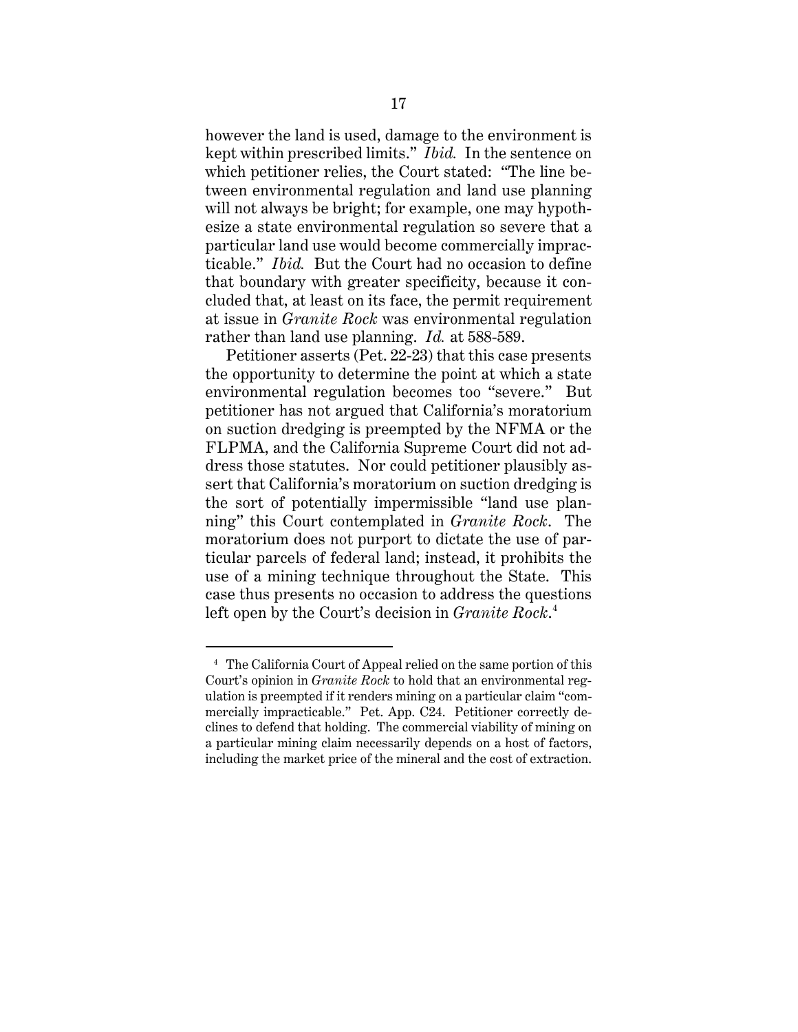however the land is used, damage to the environment is kept within prescribed limits." *Ibid.* In the sentence on which petitioner relies, the Court stated: "The line between environmental regulation and land use planning will not always be bright; for example, one may hypothesize a state environmental regulation so severe that a particular land use would become commercially impracticable." *Ibid.* But the Court had no occasion to define that boundary with greater specificity, because it concluded that, at least on its face, the permit requirement at issue in *Granite Rock* was environmental regulation rather than land use planning. *Id.* at 588-589.

Petitioner asserts (Pet. 22-23) that this case presents the opportunity to determine the point at which a state environmental regulation becomes too "severe." But petitioner has not argued that California's moratorium on suction dredging is preempted by the NFMA or the FLPMA, and the California Supreme Court did not address those statutes. Nor could petitioner plausibly assert that California's moratorium on suction dredging is the sort of potentially impermissible "land use planning" this Court contemplated in *Granite Rock*. The moratorium does not purport to dictate the use of particular parcels of federal land; instead, it prohibits the use of a mining technique throughout the State. This case thus presents no occasion to address the questions left open by the Court's decision in *Granite Rock*.[4]

---

[4] The California Court of Appeal relied on the same portion of this Court's opinion in *Granite Rock* to hold that an environmental regulation is preempted if it renders mining on a particular claim "commercially impracticable." Pet. App. C24. Petitioner correctly declines to defend that holding. The commercial viability of mining on a particular mining claim necessarily depends on a host of factors, including the market price of the mineral and the cost of extraction.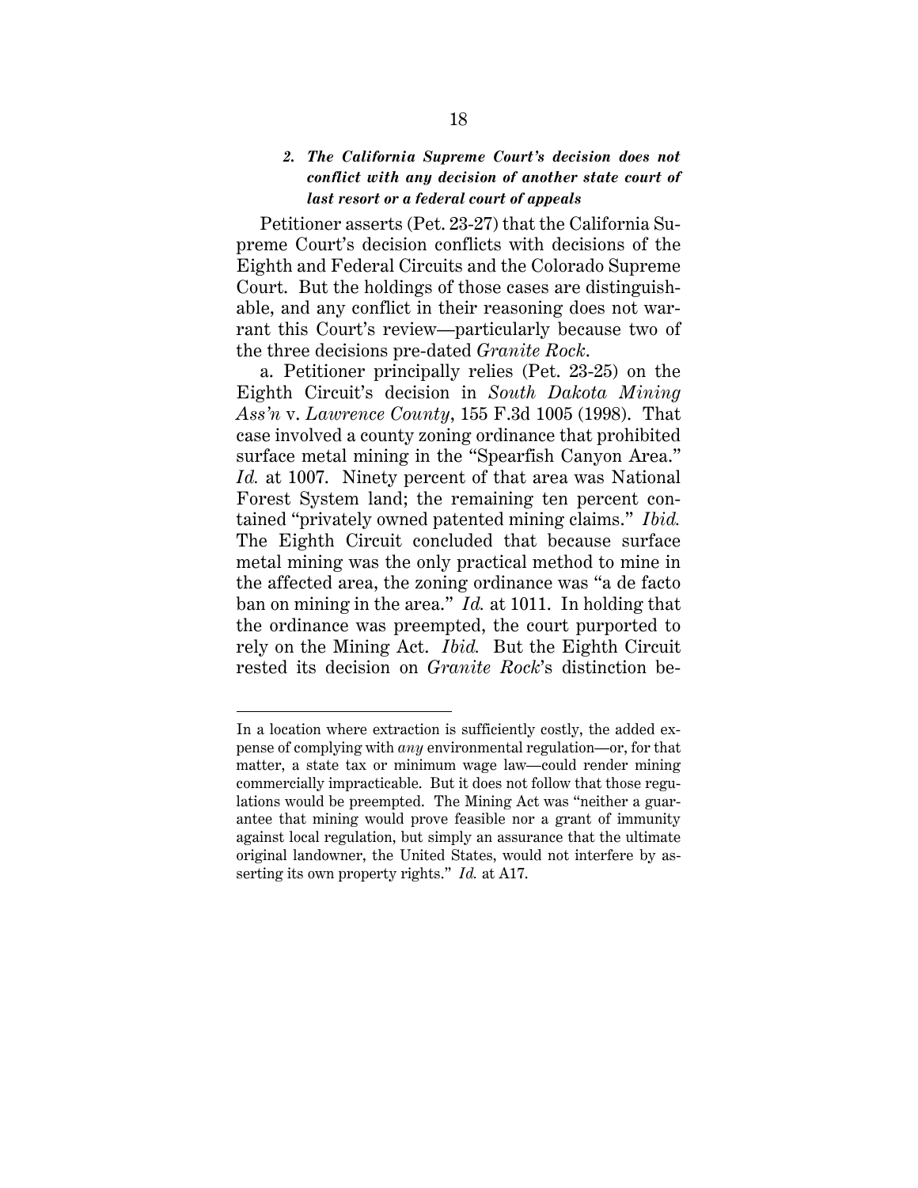### *2. The California Supreme Court's decision does not conflict with any decision of another state court of last resort or a federal court of appeals*

Petitioner asserts (Pet. 23-27) that the California Supreme Court's decision conflicts with decisions of the Eighth and Federal Circuits and the Colorado Supreme Court. But the holdings of those cases are distinguishable, and any conflict in their reasoning does not warrant this Court's review—particularly because two of the three decisions pre-dated *Granite Rock*.

a. Petitioner principally relies (Pet. 23-25) on the Eighth Circuit's decision in *South Dakota Mining Ass'n* v. *Lawrence County*, 155 F.3d 1005 (1998). That case involved a county zoning ordinance that prohibited surface metal mining in the "Spearfish Canyon Area." *Id.* at 1007. Ninety percent of that area was National Forest System land; the remaining ten percent contained "privately owned patented mining claims." *Ibid.* The Eighth Circuit concluded that because surface metal mining was the only practical method to mine in the affected area, the zoning ordinance was "a de facto ban on mining in the area." *Id.* at 1011. In holding that the ordinance was preempted, the court purported to rely on the Mining Act. *Ibid.* But the Eighth Circuit rested its decision on *Granite Rock*'s distinction be-

---

In a location where extraction is sufficiently costly, the added expense of complying with *any* environmental regulation—or, for that matter, a state tax or minimum wage law—could render mining commercially impracticable. But it does not follow that those regulations would be preempted. The Mining Act was "neither a guarantee that mining would prove feasible nor a grant of immunity against local regulation, but simply an assurance that the ultimate original landowner, the United States, would not interfere by asserting its own property rights." *Id.* at A17.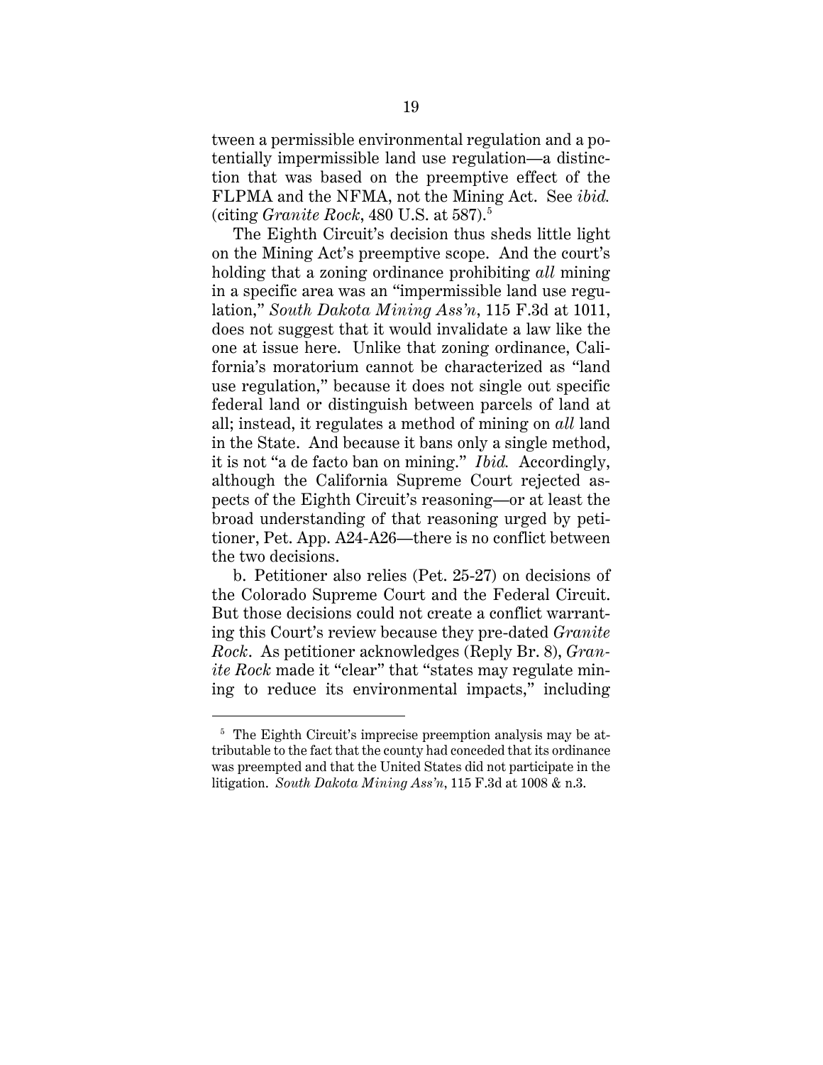tween a permissible environmental regulation and a potentially impermissible land use regulation—a distinction that was based on the preemptive effect of the FLPMA and the NFMA, not the Mining Act. See *ibid.* (citing *Granite Rock*, 480 U.S. at 587).[5]

The Eighth Circuit's decision thus sheds little light on the Mining Act's preemptive scope. And the court's holding that a zoning ordinance prohibiting *all* mining in a specific area was an "impermissible land use regulation," *South Dakota Mining Ass'n*, 115 F.3d at 1011, does not suggest that it would invalidate a law like the one at issue here. Unlike that zoning ordinance, California's moratorium cannot be characterized as "land use regulation," because it does not single out specific federal land or distinguish between parcels of land at all; instead, it regulates a method of mining on *all* land in the State. And because it bans only a single method, it is not "a de facto ban on mining." *Ibid.* Accordingly, although the California Supreme Court rejected aspects of the Eighth Circuit's reasoning—or at least the broad understanding of that reasoning urged by petitioner, Pet. App. A24-A26—there is no conflict between the two decisions.

b. Petitioner also relies (Pet. 25-27) on decisions of the Colorado Supreme Court and the Federal Circuit. But those decisions could not create a conflict warranting this Court's review because they pre-dated *Granite Rock*. As petitioner acknowledges (Reply Br. 8), *Granite Rock* made it "clear" that "states may regulate mining to reduce its environmental impacts," including

[5] The Eighth Circuit's imprecise preemption analysis may be attributable to the fact that the county had conceded that its ordinance was preempted and that the United States did not participate in the litigation. *South Dakota Mining Ass'n*, 115 F.3d at 1008 & n.3.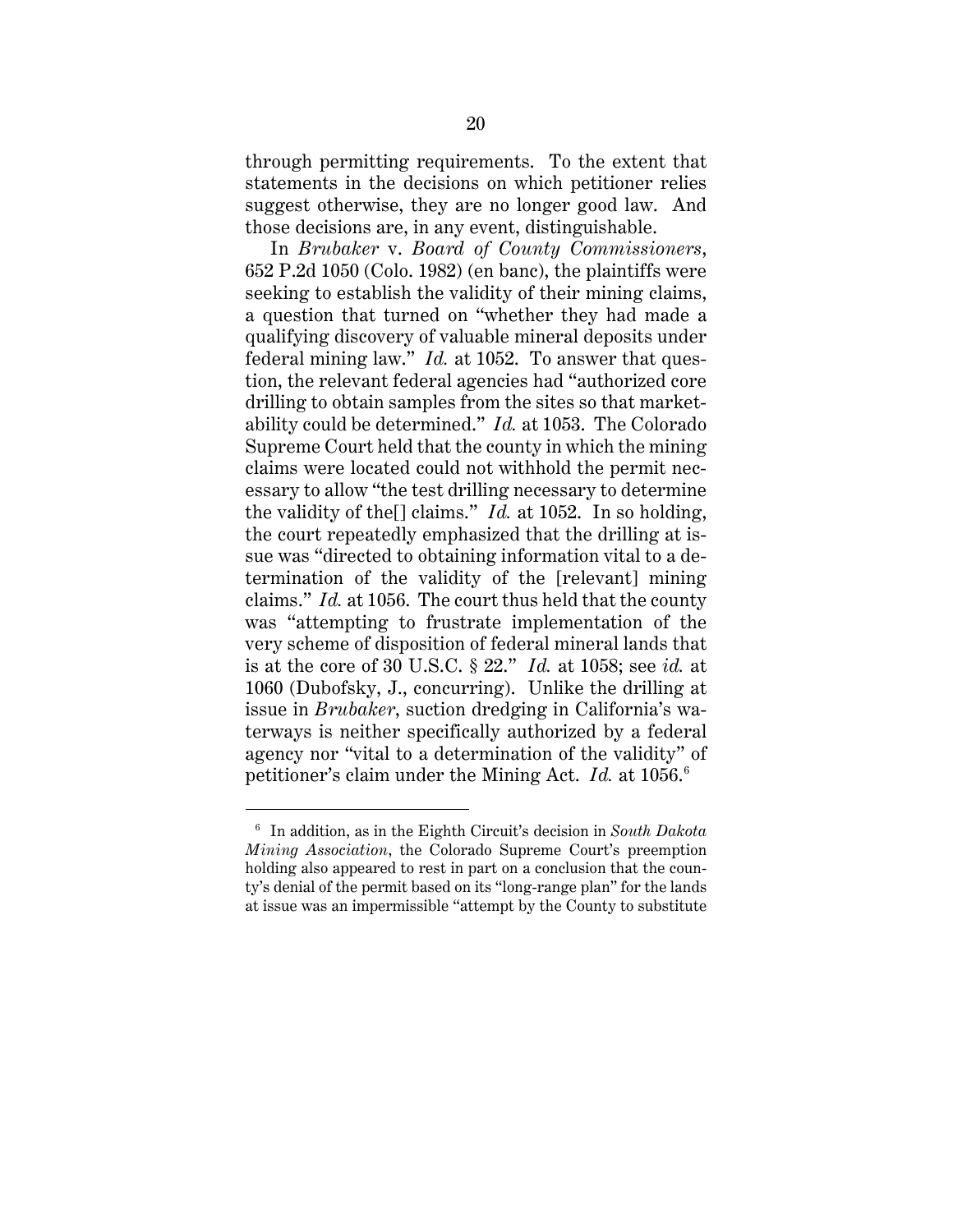through permitting requirements. To the extent that statements in the decisions on which petitioner relies suggest otherwise, they are no longer good law. And those decisions are, in any event, distinguishable.

In *Brubaker* v. *Board of County Commissioners*, 652 P.2d 1050 (Colo. 1982) (en banc), the plaintiffs were seeking to establish the validity of their mining claims, a question that turned on "whether they had made a qualifying discovery of valuable mineral deposits under federal mining law." *Id.* at 1052. To answer that question, the relevant federal agencies had "authorized core drilling to obtain samples from the sites so that marketability could be determined." *Id.* at 1053. The Colorado Supreme Court held that the county in which the mining claims were located could not withhold the permit necessary to allow "the test drilling necessary to determine the validity of the[] claims." *Id.* at 1052. In so holding, the court repeatedly emphasized that the drilling at issue was "directed to obtaining information vital to a determination of the validity of the [relevant] mining claims." *Id.* at 1056. The court thus held that the county was "attempting to frustrate implementation of the very scheme of disposition of federal mineral lands that is at the core of 30 U.S.C. § 22." *Id.* at 1058; see *id.* at 1060 (Dubofsky, J., concurring). Unlike the drilling at issue in *Brubaker*, suction dredging in California's waterways is neither specifically authorized by a federal agency nor "vital to a determination of the validity" of petitioner's claim under the Mining Act. *Id.* at 1056.[6]

---

[6] In addition, as in the Eighth Circuit's decision in *South Dakota Mining Association*, the Colorado Supreme Court's preemption holding also appeared to rest in part on a conclusion that the county's denial of the permit based on its "long-range plan" for the lands at issue was an impermissible "attempt by the County to substitute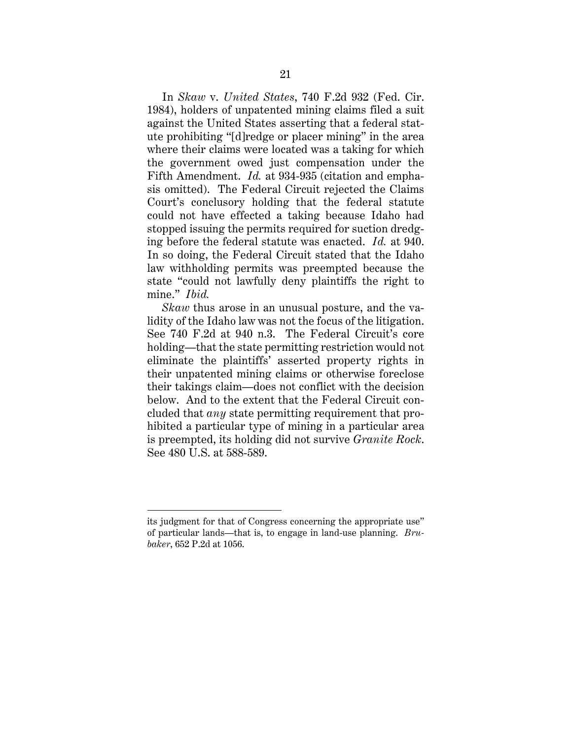In *Skaw* v. *United States*, 740 F.2d 932 (Fed. Cir. 1984), holders of unpatented mining claims filed a suit against the United States asserting that a federal statute prohibiting "[d]redge or placer mining" in the area where their claims were located was a taking for which the government owed just compensation under the Fifth Amendment. *Id.* at 934-935 (citation and emphasis omitted). The Federal Circuit rejected the Claims Court's conclusory holding that the federal statute could not have effected a taking because Idaho had stopped issuing the permits required for suction dredging before the federal statute was enacted. *Id.* at 940. In so doing, the Federal Circuit stated that the Idaho law withholding permits was preempted because the state "could not lawfully deny plaintiffs the right to mine." *Ibid.*

*Skaw* thus arose in an unusual posture, and the validity of the Idaho law was not the focus of the litigation. See 740 F.2d at 940 n.3. The Federal Circuit's core holding—that the state permitting restriction would not eliminate the plaintiffs' asserted property rights in their unpatented mining claims or otherwise foreclose their takings claim—does not conflict with the decision below. And to the extent that the Federal Circuit concluded that *any* state permitting requirement that prohibited a particular type of mining in a particular area is preempted, its holding did not survive *Granite Rock*. See 480 U.S. at 588-589.

---

its judgment for that of Congress concerning the appropriate use" of particular lands—that is, to engage in land-use planning. *Brubaker*, 652 P.2d at 1056.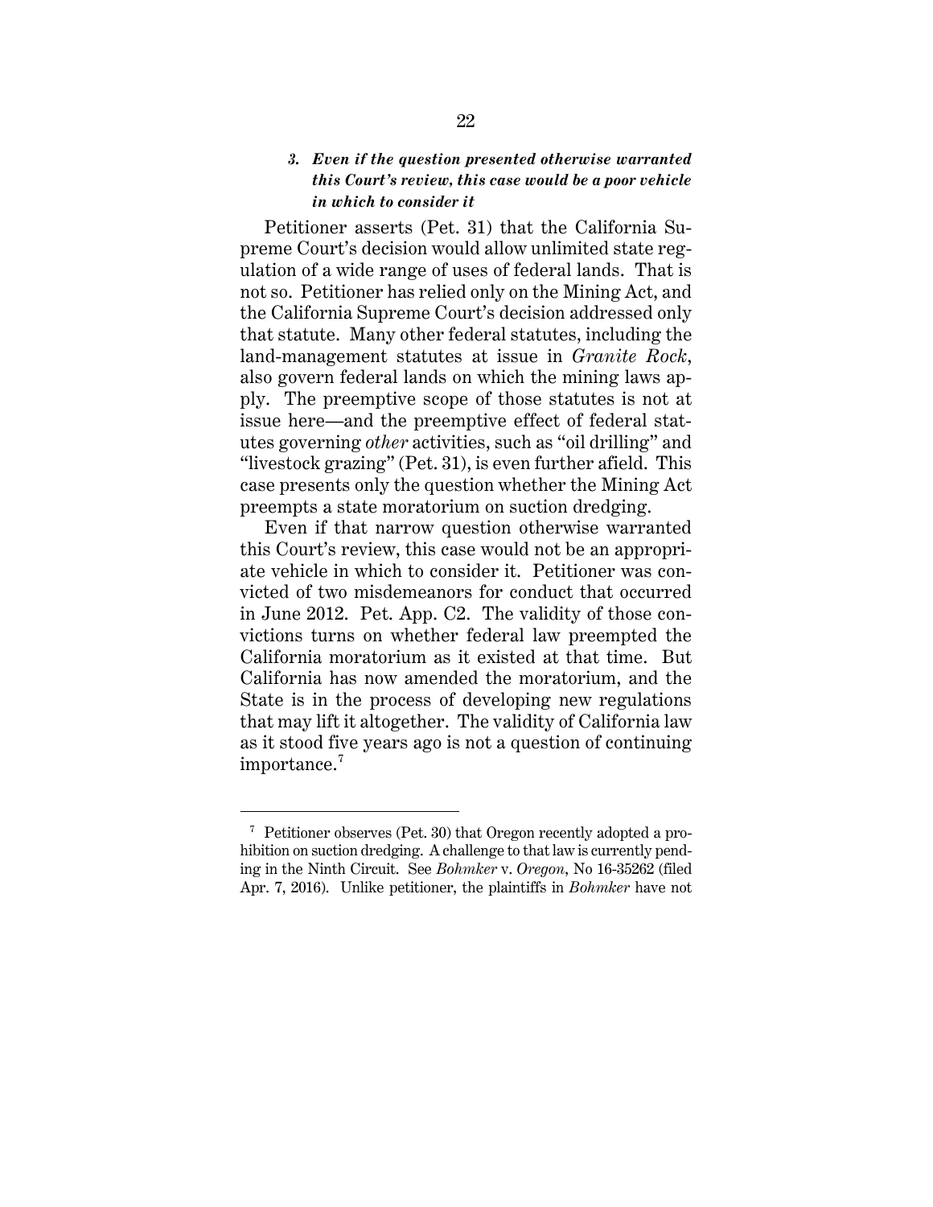### *3. Even if the question presented otherwise warranted this Court's review, this case would be a poor vehicle in which to consider it*

Petitioner asserts (Pet. 31) that the California Supreme Court's decision would allow unlimited state regulation of a wide range of uses of federal lands. That is not so. Petitioner has relied only on the Mining Act, and the California Supreme Court's decision addressed only that statute. Many other federal statutes, including the land-management statutes at issue in *Granite Rock*, also govern federal lands on which the mining laws apply. The preemptive scope of those statutes is not at issue here—and the preemptive effect of federal statutes governing *other* activities, such as "oil drilling" and "livestock grazing" (Pet. 31), is even further afield. This case presents only the question whether the Mining Act preempts a state moratorium on suction dredging.

Even if that narrow question otherwise warranted this Court's review, this case would not be an appropriate vehicle in which to consider it. Petitioner was convicted of two misdemeanors for conduct that occurred in June 2012. Pet. App. C2. The validity of those convictions turns on whether federal law preempted the California moratorium as it existed at that time. But California has now amended the moratorium, and the State is in the process of developing new regulations that may lift it altogether. The validity of California law as it stood five years ago is not a question of continuing importance.[7]

[7] Petitioner observes (Pet. 30) that Oregon recently adopted a prohibition on suction dredging. A challenge to that law is currently pending in the Ninth Circuit. See *Bohmker* v. *Oregon*, No 16-35262 (filed Apr. 7, 2016). Unlike petitioner, the plaintiffs in *Bohmker* have not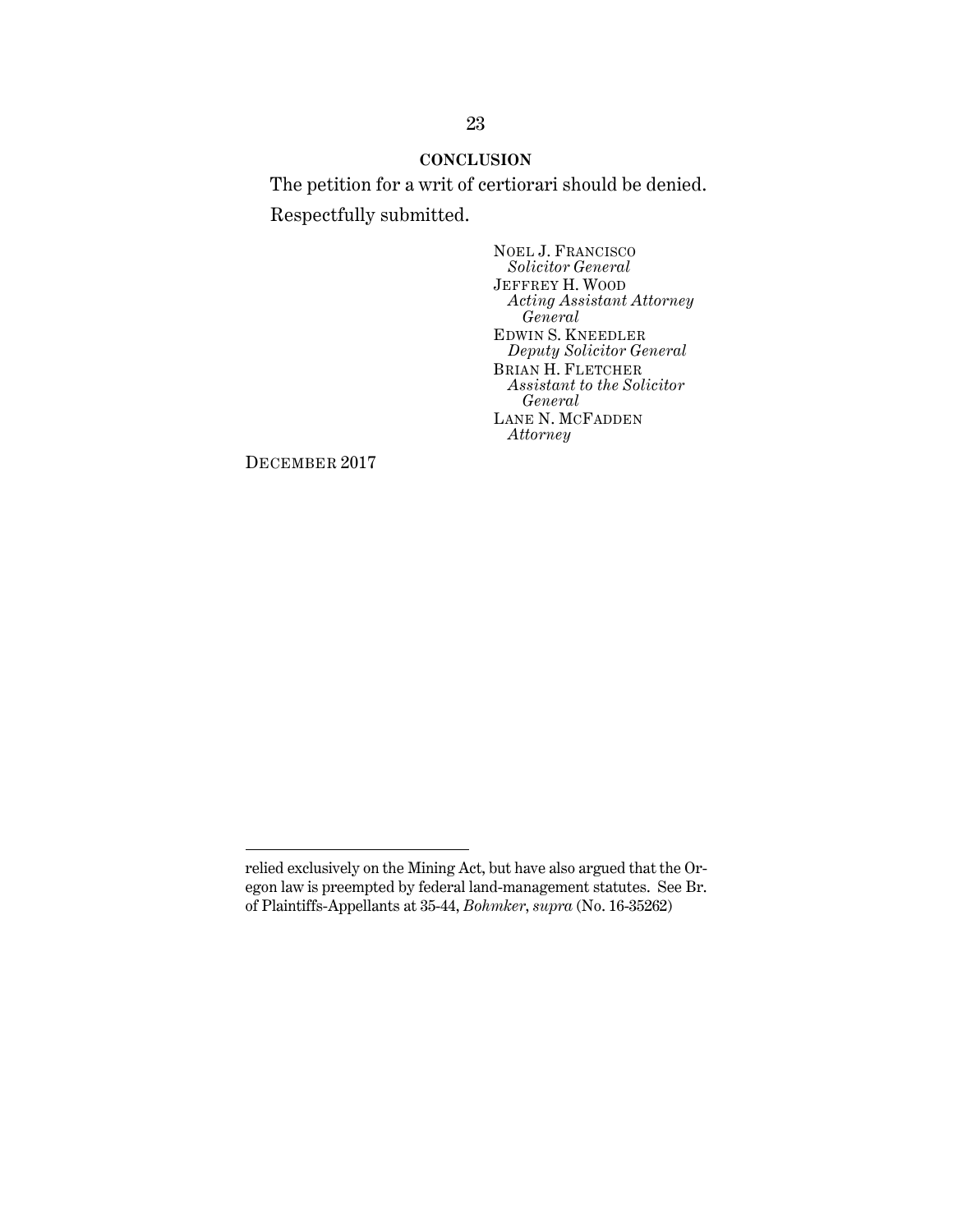## CONCLUSION

The petition for a writ of certiorari should be denied.

Respectfully submitted.

NOEL J. FRANCISCO
*Solicitor General*
JEFFREY H. WOOD
*Acting Assistant Attorney General*
EDWIN S. KNEEDLER
*Deputy Solicitor General*
BRIAN H. FLETCHER
*Assistant to the Solicitor General*
LANE N. MCFADDEN
*Attorney*

DECEMBER 2017

---

relied exclusively on the Mining Act, but have also argued that the Oregon law is preempted by federal land-management statutes. See Br. of Plaintiffs-Appellants at 35-44, *Bohmker*, *supra* (No. 16-35262)